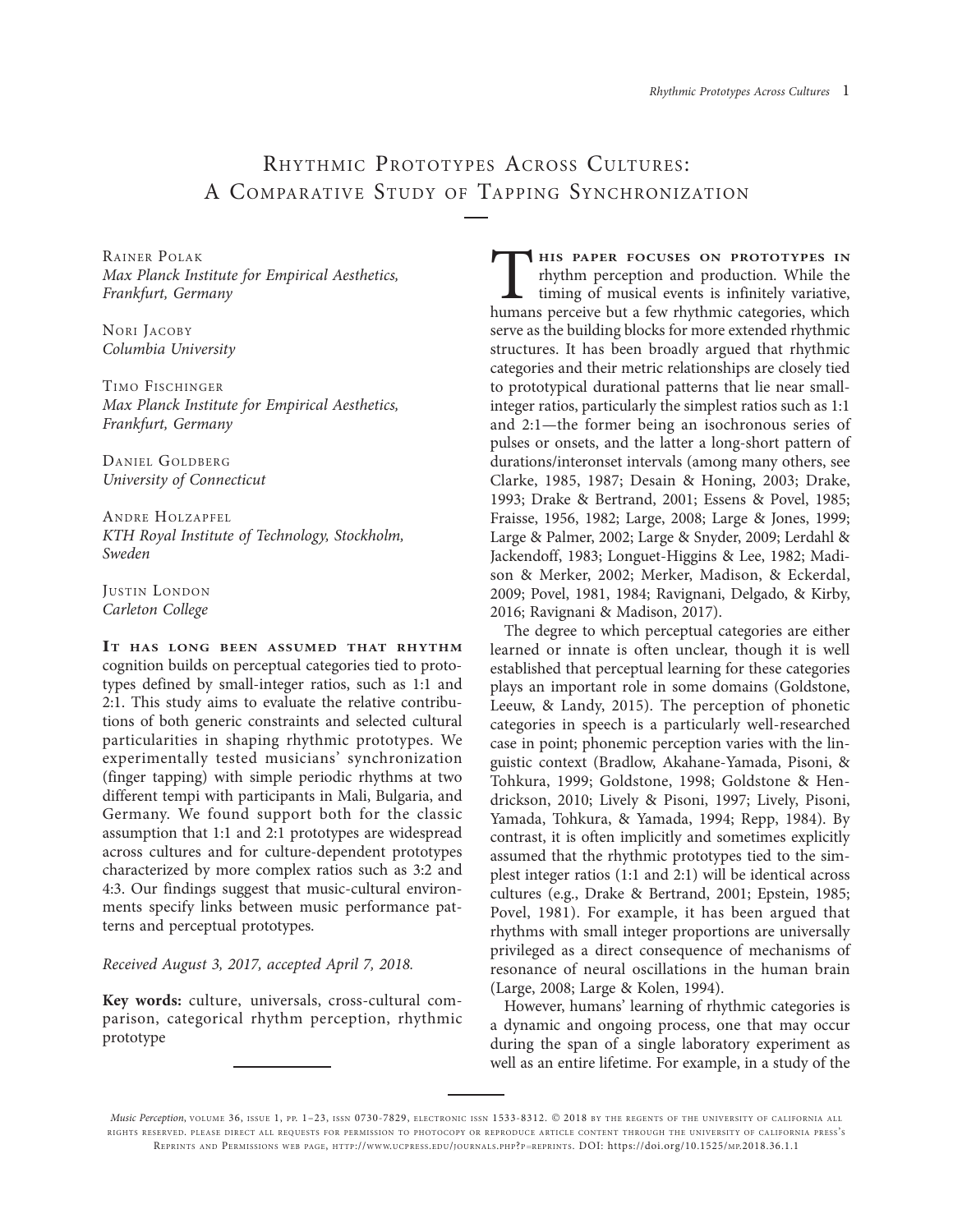# Rhythmic Prototypes Across Cultures: A Comparative Study of Tapping Synchronization

Rainer Polak
*Max Planck Institute for Empirical Aesthetics, Frankfurt, Germany*

Nori Jacoby
*Columbia University*

Timo Fischinger
*Max Planck Institute for Empirical Aesthetics, Frankfurt, Germany*

Daniel Goldberg
*University of Connecticut*

Andre Holzapfel
*KTH Royal Institute of Technology, Stockholm, Sweden*

Justin London
*Carleton College*

**It has long been assumed that rhythm** cognition builds on perceptual categories tied to prototypes defined by small-integer ratios, such as 1:1 and 2:1. This study aims to evaluate the relative contributions of both generic constraints and selected cultural particularities in shaping rhythmic prototypes. We experimentally tested musicians' synchronization (finger tapping) with simple periodic rhythms at two different tempi with participants in Mali, Bulgaria, and Germany. We found support both for the classic assumption that 1:1 and 2:1 prototypes are widespread across cultures and for culture-dependent prototypes characterized by more complex ratios such as 3:2 and 4:3. Our findings suggest that music-cultural environments specify links between music performance patterns and perceptual prototypes.

*Received August 3, 2017, accepted April 7, 2018.*

**Key words:** culture, universals, cross-cultural comparison, categorical rhythm perception, rhythmic prototype

This paper focuses on prototypes in rhythm perception and production. While the timing of musical events is infinitely variative, humans perceive but a few rhythmic categories, which serve as the building blocks for more extended rhythmic structures. It has been broadly argued that rhythmic categories and their metric relationships are closely tied to prototypical durational patterns that lie near small-integer ratios, particularly the simplest ratios such as 1:1 and 2:1—the former being an isochronous series of pulses or onsets, and the latter a long-short pattern of durations/interonset intervals (among many others, see Clarke, 1985, 1987; Desain & Honing, 2003; Drake, 1993; Drake & Bertrand, 2001; Essens & Povel, 1985; Fraisse, 1956, 1982; Large, 2008; Large & Jones, 1999; Large & Palmer, 2002; Large & Snyder, 2009; Lerdahl & Jackendoff, 1983; Longuet-Higgins & Lee, 1982; Madison & Merker, 2002; Merker, Madison, & Eckerdal, 2009; Povel, 1981, 1984; Ravignani, Delgado, & Kirby, 2016; Ravignani & Madison, 2017).

The degree to which perceptual categories are either learned or innate is often unclear, though it is well established that perceptual learning for these categories plays an important role in some domains (Goldstone, Leeuw, & Landy, 2015). The perception of phonetic categories in speech is a particularly well-researched case in point; phonemic perception varies with the linguistic context (Bradlow, Akahane-Yamada, Pisoni, & Tohkura, 1999; Goldstone, 1998; Goldstone & Hendrickson, 2010; Lively & Pisoni, 1997; Lively, Pisoni, Yamada, Tohkura, & Yamada, 1994; Repp, 1984). By contrast, it is often implicitly and sometimes explicitly assumed that the rhythmic prototypes tied to the simplest integer ratios (1:1 and 2:1) will be identical across cultures (e.g., Drake & Bertrand, 2001; Epstein, 1985; Povel, 1981). For example, it has been argued that rhythms with small integer proportions are universally privileged as a direct consequence of mechanisms of resonance of neural oscillations in the human brain (Large, 2008; Large & Kolen, 1994).

However, humans' learning of rhythmic categories is a dynamic and ongoing process, one that may occur during the span of a single laboratory experiment as well as an entire lifetime. For example, in a study of the

*Music Perception*, volume 36, issue 1, pp. 1–23, issn 0730-7829, electronic issn 1533-8312. © 2018 by the regents of the university of california all rights reserved. please direct all requests for permission to photocopy or reproduce article content through the university of california press's Reprints and Permissions web page, http://www.ucpress.edu/journals.php?p=reprints. DOI: https://doi.org/10.1525/mp.2018.36.1.1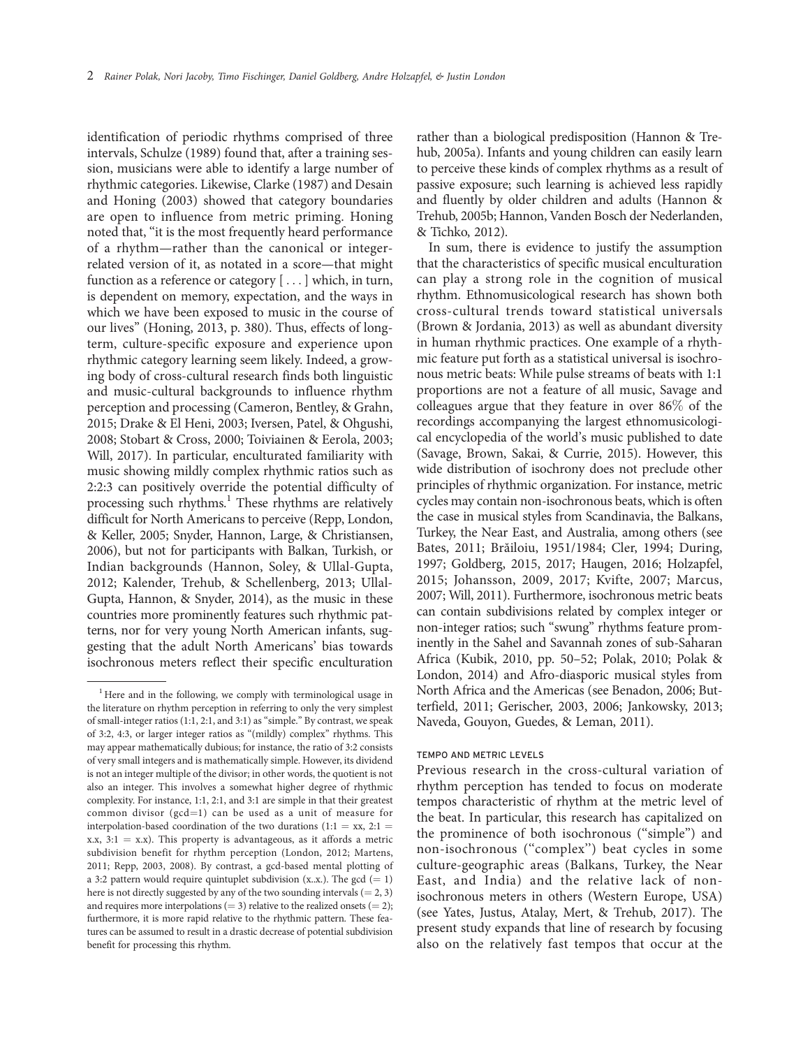identification of periodic rhythms comprised of three intervals, Schulze (1989) found that, after a training session, musicians were able to identify a large number of rhythmic categories. Likewise, Clarke (1987) and Desain and Honing (2003) showed that category boundaries are open to influence from metric priming. Honing noted that, "it is the most frequently heard performance of a rhythm—rather than the canonical or integer-related version of it, as notated in a score—that might function as a reference or category [ . . . ] which, in turn, is dependent on memory, expectation, and the ways in which we have been exposed to music in the course of our lives" (Honing, 2013, p. 380). Thus, effects of long-term, culture-specific exposure and experience upon rhythmic category learning seem likely. Indeed, a growing body of cross-cultural research finds both linguistic and music-cultural backgrounds to influence rhythm perception and processing (Cameron, Bentley, & Grahn, 2015; Drake & El Heni, 2003; Iversen, Patel, & Ohgushi, 2008; Stobart & Cross, 2000; Toiviainen & Eerola, 2003; Will, 2017). In particular, enculturated familiarity with music showing mildly complex rhythmic ratios such as 2:2:3 can positively override the potential difficulty of processing such rhythms.[1] These rhythms are relatively difficult for North Americans to perceive (Repp, London, & Keller, 2005; Snyder, Hannon, Large, & Christiansen, 2006), but not for participants with Balkan, Turkish, or Indian backgrounds (Hannon, Soley, & Ullal-Gupta, 2012; Kalender, Trehub, & Schellenberg, 2013; Ullal-Gupta, Hannon, & Snyder, 2014), as the music in these countries more prominently features such rhythmic patterns, nor for very young North American infants, suggesting that the adult North Americans' bias towards isochronous meters reflect their specific enculturation rather than a biological predisposition (Hannon & Trehub, 2005a). Infants and young children can easily learn to perceive these kinds of complex rhythms as a result of passive exposure; such learning is achieved less rapidly and fluently by older children and adults (Hannon & Trehub, 2005b; Hannon, Vanden Bosch der Nederlanden, & Tichko, 2012).

In sum, there is evidence to justify the assumption that the characteristics of specific musical enculturation can play a strong role in the cognition of musical rhythm. Ethnomusicological research has shown both cross-cultural trends toward statistical universals (Brown & Jordania, 2013) as well as abundant diversity in human rhythmic practices. One example of a rhythmic feature put forth as a statistical universal is isochronous metric beats: While pulse streams of beats with 1:1 proportions are not a feature of all music, Savage and colleagues argue that they feature in over 86% of the recordings accompanying the largest ethnomusicological encyclopedia of the world's music published to date (Savage, Brown, Sakai, & Currie, 2015). However, this wide distribution of isochrony does not preclude other principles of rhythmic organization. For instance, metric cycles may contain non-isochronous beats, which is often the case in musical styles from Scandinavia, the Balkans, Turkey, the Near East, and Australia, among others (see Bates, 2011; Brăiloiu, 1951/1984; Cler, 1994; During, 1997; Goldberg, 2015, 2017; Haugen, 2016; Holzapfel, 2015; Johansson, 2009, 2017; Kvifte, 2007; Marcus, 2007; Will, 2011). Furthermore, isochronous metric beats can contain subdivisions related by complex integer or non-integer ratios; such "swung" rhythms feature prominently in the Sahel and Savannah zones of sub-Saharan Africa (Kubik, 2010, pp. 50–52; Polak, 2010; Polak & London, 2014) and Afro-diasporic musical styles from North Africa and the Americas (see Benadon, 2006; Butterfield, 2011; Gerischer, 2003, 2006; Jankowsky, 2013; Naveda, Gouyon, Guedes, & Leman, 2011).

### TEMPO AND METRIC LEVELS

Previous research in the cross-cultural variation of rhythm perception has tended to focus on moderate tempos characteristic of rhythm at the metric level of the beat. In particular, this research has capitalized on the prominence of both isochronous ("simple") and non-isochronous ("complex") beat cycles in some culture-geographic areas (Balkans, Turkey, the Near East, and India) and the relative lack of non-isochronous meters in others (Western Europe, USA) (see Yates, Justus, Atalay, Mert, & Trehub, 2017). The present study expands that line of research by focusing also on the relatively fast tempos that occur at the

[1] Here and in the following, we comply with terminological usage in the literature on rhythm perception in referring to only the very simplest of small-integer ratios (1:1, 2:1, and 3:1) as "simple." By contrast, we speak of 3:2, 4:3, or larger integer ratios as "(mildly) complex" rhythms. This may appear mathematically dubious; for instance, the ratio of 3:2 consists of very small integers and is mathematically simple. However, its dividend is not an integer multiple of the divisor; in other words, the quotient is not also an integer. This involves a somewhat higher degree of rhythmic complexity. For instance, 1:1, 2:1, and 3:1 are simple in that their greatest common divisor (gcd=1) can be used as a unit of measure for interpolation-based coordination of the two durations (1:1 = xx, 2:1 = x.x, 3:1 = x..x). This property is advantageous, as it affords a metric subdivision benefit for rhythm perception (London, 2012; Martens, 2011; Repp, 2003, 2008). By contrast, a gcd-based mental plotting of a 3:2 pattern would require quintuplet subdivision (x..x.). The gcd (= 1) here is not directly suggested by any of the two sounding intervals (= 2, 3) and requires more interpolations (= 3) relative to the realized onsets (= 2); furthermore, it is more rapid relative to the rhythmic pattern. These features can be assumed to result in a drastic decrease of potential subdivision benefit for processing this rhythm.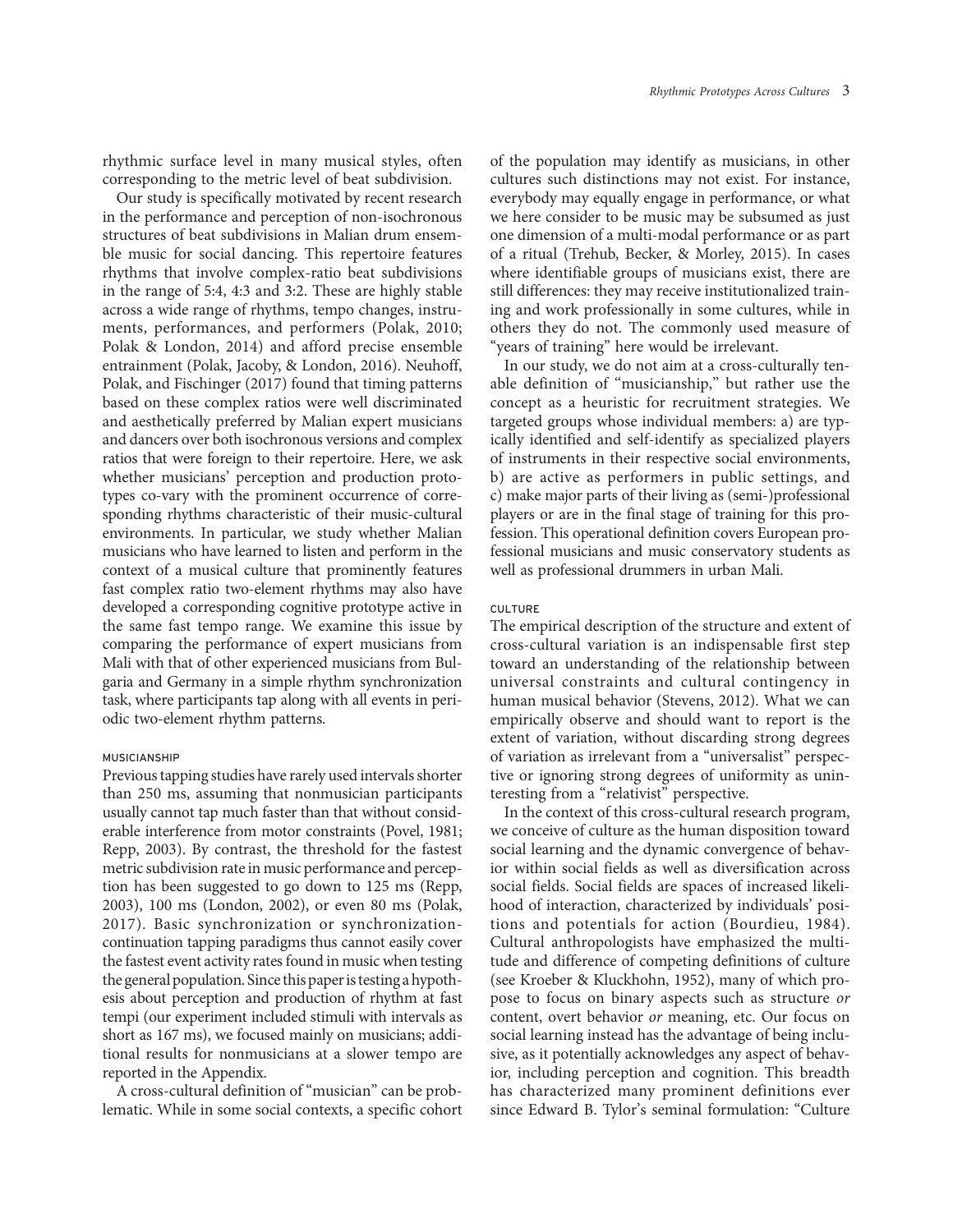rhythmic surface level in many musical styles, often corresponding to the metric level of beat subdivision.

Our study is specifically motivated by recent research in the performance and perception of non-isochronous structures of beat subdivisions in Malian drum ensemble music for social dancing. This repertoire features rhythms that involve complex-ratio beat subdivisions in the range of 5:4, 4:3 and 3:2. These are highly stable across a wide range of rhythms, tempo changes, instruments, performances, and performers (Polak, 2010; Polak & London, 2014) and afford precise ensemble entrainment (Polak, Jacoby, & London, 2016). Neuhoff, Polak, and Fischinger (2017) found that timing patterns based on these complex ratios were well discriminated and aesthetically preferred by Malian expert musicians and dancers over both isochronous versions and complex ratios that were foreign to their repertoire. Here, we ask whether musicians' perception and production prototypes co-vary with the prominent occurrence of corresponding rhythms characteristic of their music-cultural environments. In particular, we study whether Malian musicians who have learned to listen and perform in the context of a musical culture that prominently features fast complex ratio two-element rhythms may also have developed a corresponding cognitive prototype active in the same fast tempo range. We examine this issue by comparing the performance of expert musicians from Mali with that of other experienced musicians from Bulgaria and Germany in a simple rhythm synchronization task, where participants tap along with all events in periodic two-element rhythm patterns.

### MUSICIANSHIP

Previous tapping studies have rarely used intervals shorter than 250 ms, assuming that nonmusician participants usually cannot tap much faster than that without considerable interference from motor constraints (Povel, 1981; Repp, 2003). By contrast, the threshold for the fastest metric subdivision rate in music performance and perception has been suggested to go down to 125 ms (Repp, 2003), 100 ms (London, 2002), or even 80 ms (Polak, 2017). Basic synchronization or synchronization-continuation tapping paradigms thus cannot easily cover the fastest event activity rates found in music when testing the general population. Since this paper is testing a hypothesis about perception and production of rhythm at fast tempi (our experiment included stimuli with intervals as short as 167 ms), we focused mainly on musicians; additional results for nonmusicians at a slower tempo are reported in the Appendix.

A cross-cultural definition of "musician" can be problematic. While in some social contexts, a specific cohort of the population may identify as musicians, in other cultures such distinctions may not exist. For instance, everybody may equally engage in performance, or what we here consider to be music may be subsumed as just one dimension of a multi-modal performance or as part of a ritual (Trehub, Becker, & Morley, 2015). In cases where identifiable groups of musicians exist, there are still differences: they may receive institutionalized training and work professionally in some cultures, while in others they do not. The commonly used measure of "years of training" here would be irrelevant.

In our study, we do not aim at a cross-culturally tenable definition of "musicianship," but rather use the concept as a heuristic for recruitment strategies. We targeted groups whose individual members: a) are typically identified and self-identify as specialized players of instruments in their respective social environments, b) are active as performers in public settings, and c) make major parts of their living as (semi-)professional players or are in the final stage of training for this profession. This operational definition covers European professional musicians and music conservatory students as well as professional drummers in urban Mali.

### CULTURE

The empirical description of the structure and extent of cross-cultural variation is an indispensable first step toward an understanding of the relationship between universal constraints and cultural contingency in human musical behavior (Stevens, 2012). What we can empirically observe and should want to report is the extent of variation, without discarding strong degrees of variation as irrelevant from a "universalist" perspective or ignoring strong degrees of uniformity as uninteresting from a "relativist" perspective.

In the context of this cross-cultural research program, we conceive of culture as the human disposition toward social learning and the dynamic convergence of behavior within social fields as well as diversification across social fields. Social fields are spaces of increased likelihood of interaction, characterized by individuals' positions and potentials for action (Bourdieu, 1984). Cultural anthropologists have emphasized the multitude and difference of competing definitions of culture (see Kroeber & Kluckhohn, 1952), many of which propose to focus on binary aspects such as structure *or* content, overt behavior *or* meaning, etc. Our focus on social learning instead has the advantage of being inclusive, as it potentially acknowledges any aspect of behavior, including perception and cognition. This breadth has characterized many prominent definitions ever since Edward B. Tylor's seminal formulation: "Culture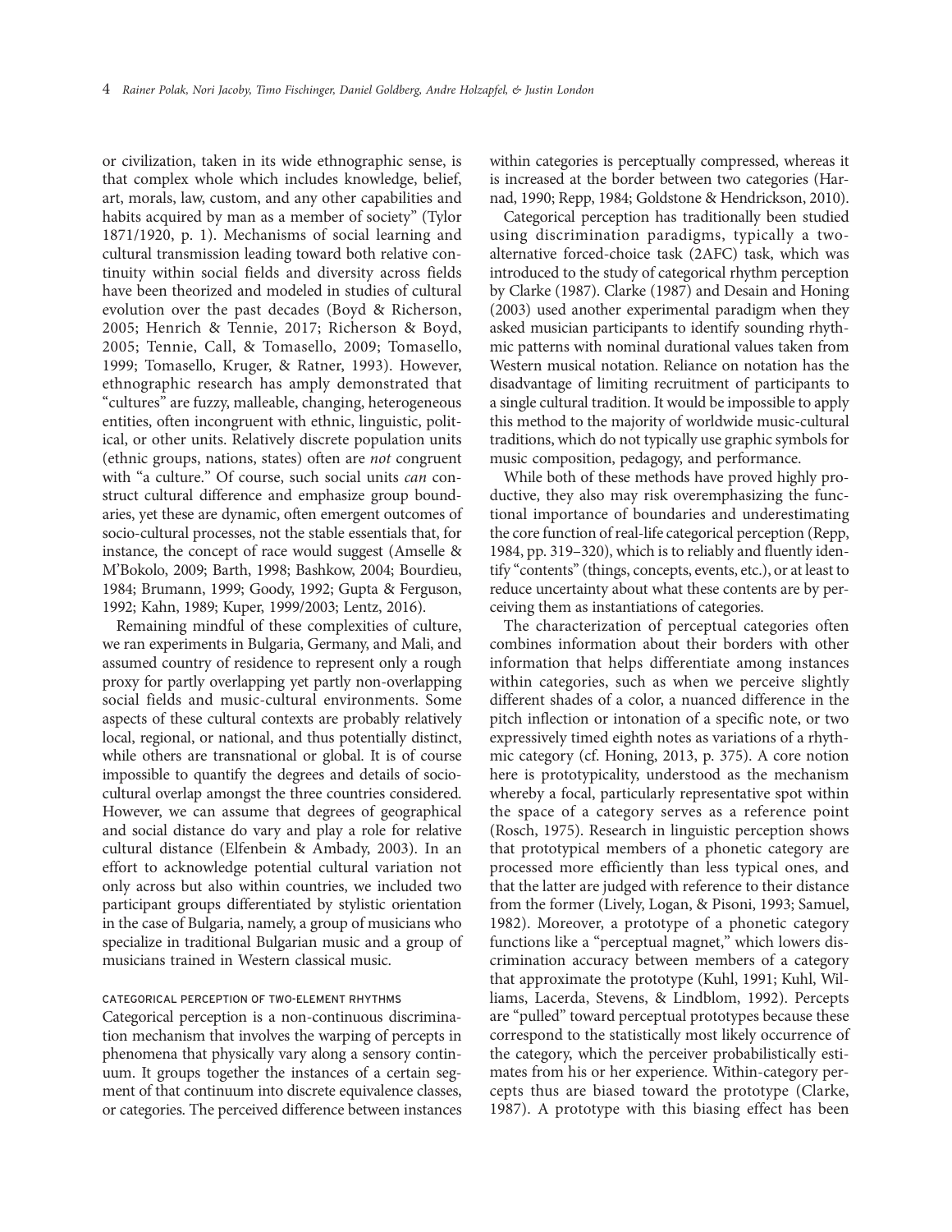or civilization, taken in its wide ethnographic sense, is that complex whole which includes knowledge, belief, art, morals, law, custom, and any other capabilities and habits acquired by man as a member of society" (Tylor 1871/1920, p. 1). Mechanisms of social learning and cultural transmission leading toward both relative continuity within social fields and diversity across fields have been theorized and modeled in studies of cultural evolution over the past decades (Boyd & Richerson, 2005; Henrich & Tennie, 2017; Richerson & Boyd, 2005; Tennie, Call, & Tomasello, 2009; Tomasello, 1999; Tomasello, Kruger, & Ratner, 1993). However, ethnographic research has amply demonstrated that "cultures" are fuzzy, malleable, changing, heterogeneous entities, often incongruent with ethnic, linguistic, political, or other units. Relatively discrete population units (ethnic groups, nations, states) often are *not* congruent with "a culture." Of course, such social units *can* construct cultural difference and emphasize group boundaries, yet these are dynamic, often emergent outcomes of socio-cultural processes, not the stable essentials that, for instance, the concept of race would suggest (Amselle & M'Bokolo, 2009; Barth, 1998; Bashkow, 2004; Bourdieu, 1984; Brumann, 1999; Goody, 1992; Gupta & Ferguson, 1992; Kahn, 1989; Kuper, 1999/2003; Lentz, 2016).

Remaining mindful of these complexities of culture, we ran experiments in Bulgaria, Germany, and Mali, and assumed country of residence to represent only a rough proxy for partly overlapping yet partly non-overlapping social fields and music-cultural environments. Some aspects of these cultural contexts are probably relatively local, regional, or national, and thus potentially distinct, while others are transnational or global. It is of course impossible to quantify the degrees and details of socio-cultural overlap amongst the three countries considered. However, we can assume that degrees of geographical and social distance do vary and play a role for relative cultural distance (Elfenbein & Ambady, 2003). In an effort to acknowledge potential cultural variation not only across but also within countries, we included two participant groups differentiated by stylistic orientation in the case of Bulgaria, namely, a group of musicians who specialize in traditional Bulgarian music and a group of musicians trained in Western classical music.

## CATEGORICAL PERCEPTION OF TWO-ELEMENT RHYTHMS

Categorical perception is a non-continuous discrimination mechanism that involves the warping of percepts in phenomena that physically vary along a sensory continuum. It groups together the instances of a certain segment of that continuum into discrete equivalence classes, or categories. The perceived difference between instances within categories is perceptually compressed, whereas it is increased at the border between two categories (Harnad, 1990; Repp, 1984; Goldstone & Hendrickson, 2010).

Categorical perception has traditionally been studied using discrimination paradigms, typically a two-alternative forced-choice task (2AFC) task, which was introduced to the study of categorical rhythm perception by Clarke (1987). Clarke (1987) and Desain and Honing (2003) used another experimental paradigm when they asked musician participants to identify sounding rhythmic patterns with nominal durational values taken from Western musical notation. Reliance on notation has the disadvantage of limiting recruitment of participants to a single cultural tradition. It would be impossible to apply this method to the majority of worldwide music-cultural traditions, which do not typically use graphic symbols for music composition, pedagogy, and performance.

While both of these methods have proved highly productive, they also may risk overemphasizing the functional importance of boundaries and underestimating the core function of real-life categorical perception (Repp, 1984, pp. 319–320), which is to reliably and fluently identify "contents" (things, concepts, events, etc.), or at least to reduce uncertainty about what these contents are by perceiving them as instantiations of categories.

The characterization of perceptual categories often combines information about their borders with other information that helps differentiate among instances within categories, such as when we perceive slightly different shades of a color, a nuanced difference in the pitch inflection or intonation of a specific note, or two expressively timed eighth notes as variations of a rhythmic category (cf. Honing, 2013, p. 375). A core notion here is prototypicality, understood as the mechanism whereby a focal, particularly representative spot within the space of a category serves as a reference point (Rosch, 1975). Research in linguistic perception shows that prototypical members of a phonetic category are processed more efficiently than less typical ones, and that the latter are judged with reference to their distance from the former (Lively, Logan, & Pisoni, 1993; Samuel, 1982). Moreover, a prototype of a phonetic category functions like a "perceptual magnet," which lowers discrimination accuracy between members of a category that approximate the prototype (Kuhl, 1991; Kuhl, Williams, Lacerda, Stevens, & Lindblom, 1992). Percepts are "pulled" toward perceptual prototypes because these correspond to the statistically most likely occurrence of the category, which the perceiver probabilistically estimates from his or her experience. Within-category percepts thus are biased toward the prototype (Clarke, 1987). A prototype with this biasing effect has been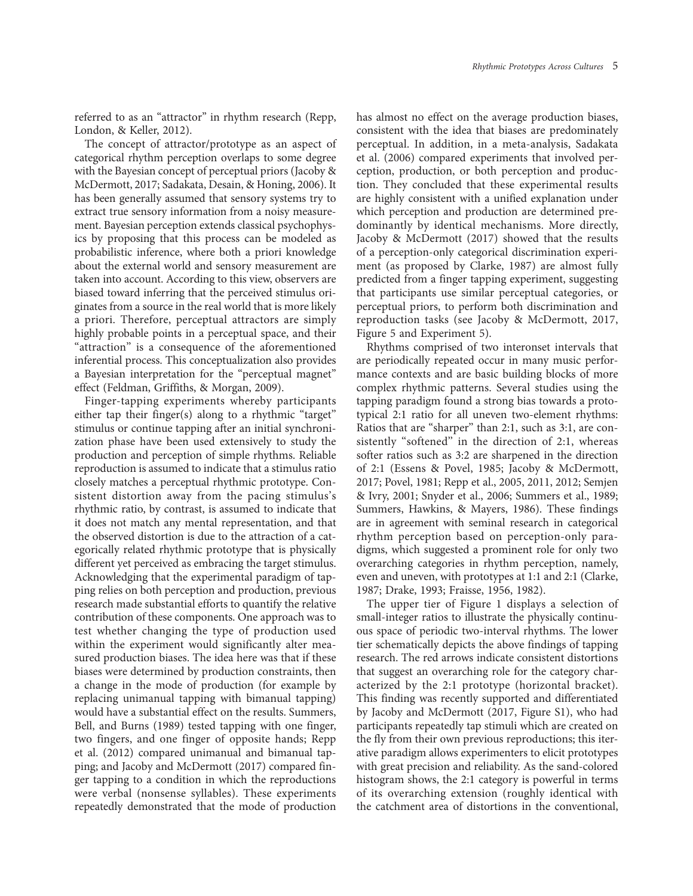referred to as an "attractor" in rhythm research (Repp, London, & Keller, 2012).

The concept of attractor/prototype as an aspect of categorical rhythm perception overlaps to some degree with the Bayesian concept of perceptual priors (Jacoby & McDermott, 2017; Sadakata, Desain, & Honing, 2006). It has been generally assumed that sensory systems try to extract true sensory information from a noisy measurement. Bayesian perception extends classical psychophysics by proposing that this process can be modeled as probabilistic inference, where both a priori knowledge about the external world and sensory measurement are taken into account. According to this view, observers are biased toward inferring that the perceived stimulus originates from a source in the real world that is more likely a priori. Therefore, perceptual attractors are simply highly probable points in a perceptual space, and their "attraction" is a consequence of the aforementioned inferential process. This conceptualization also provides a Bayesian interpretation for the "perceptual magnet" effect (Feldman, Griffiths, & Morgan, 2009).

Finger-tapping experiments whereby participants either tap their finger(s) along to a rhythmic "target" stimulus or continue tapping after an initial synchronization phase have been used extensively to study the production and perception of simple rhythms. Reliable reproduction is assumed to indicate that a stimulus ratio closely matches a perceptual rhythmic prototype. Consistent distortion away from the pacing stimulus's rhythmic ratio, by contrast, is assumed to indicate that it does not match any mental representation, and that the observed distortion is due to the attraction of a categorically related rhythmic prototype that is physically different yet perceived as embracing the target stimulus. Acknowledging that the experimental paradigm of tapping relies on both perception and production, previous research made substantial efforts to quantify the relative contribution of these components. One approach was to test whether changing the type of production used within the experiment would significantly alter measured production biases. The idea here was that if these biases were determined by production constraints, then a change in the mode of production (for example by replacing unimanual tapping with bimanual tapping) would have a substantial effect on the results. Summers, Bell, and Burns (1989) tested tapping with one finger, two fingers, and one finger of opposite hands; Repp et al. (2012) compared unimanual and bimanual tapping; and Jacoby and McDermott (2017) compared finger tapping to a condition in which the reproductions were verbal (nonsense syllables). These experiments repeatedly demonstrated that the mode of production has almost no effect on the average production biases, consistent with the idea that biases are predominately perceptual. In addition, in a meta-analysis, Sadakata et al. (2006) compared experiments that involved perception, production, or both perception and production. They concluded that these experimental results are highly consistent with a unified explanation under which perception and production are determined predominantly by identical mechanisms. More directly, Jacoby & McDermott (2017) showed that the results of a perception-only categorical discrimination experiment (as proposed by Clarke, 1987) are almost fully predicted from a finger tapping experiment, suggesting that participants use similar perceptual categories, or perceptual priors, to perform both discrimination and reproduction tasks (see Jacoby & McDermott, 2017, Figure 5 and Experiment 5).

Rhythms comprised of two interonset intervals that are periodically repeated occur in many music performance contexts and are basic building blocks of more complex rhythmic patterns. Several studies using the tapping paradigm found a strong bias towards a prototypical 2:1 ratio for all uneven two-element rhythms: Ratios that are "sharper" than 2:1, such as 3:1, are consistently "softened" in the direction of 2:1, whereas softer ratios such as 3:2 are sharpened in the direction of 2:1 (Essens & Povel, 1985; Jacoby & McDermott, 2017; Povel, 1981; Repp et al., 2005, 2011, 2012; Semjen & Ivry, 2001; Snyder et al., 2006; Summers et al., 1989; Summers, Hawkins, & Mayers, 1986). These findings are in agreement with seminal research in categorical rhythm perception based on perception-only paradigms, which suggested a prominent role for only two overarching categories in rhythm perception, namely, even and uneven, with prototypes at 1:1 and 2:1 (Clarke, 1987; Drake, 1993; Fraisse, 1956, 1982).

The upper tier of Figure 1 displays a selection of small-integer ratios to illustrate the physically continuous space of periodic two-interval rhythms. The lower tier schematically depicts the above findings of tapping research. The red arrows indicate consistent distortions that suggest an overarching role for the category characterized by the 2:1 prototype (horizontal bracket). This finding was recently supported and differentiated by Jacoby and McDermott (2017, Figure S1), who had participants repeatedly tap stimuli which are created on the fly from their own previous reproductions; this iterative paradigm allows experimenters to elicit prototypes with great precision and reliability. As the sand-colored histogram shows, the 2:1 category is powerful in terms of its overarching extension (roughly identical with the catchment area of distortions in the conventional,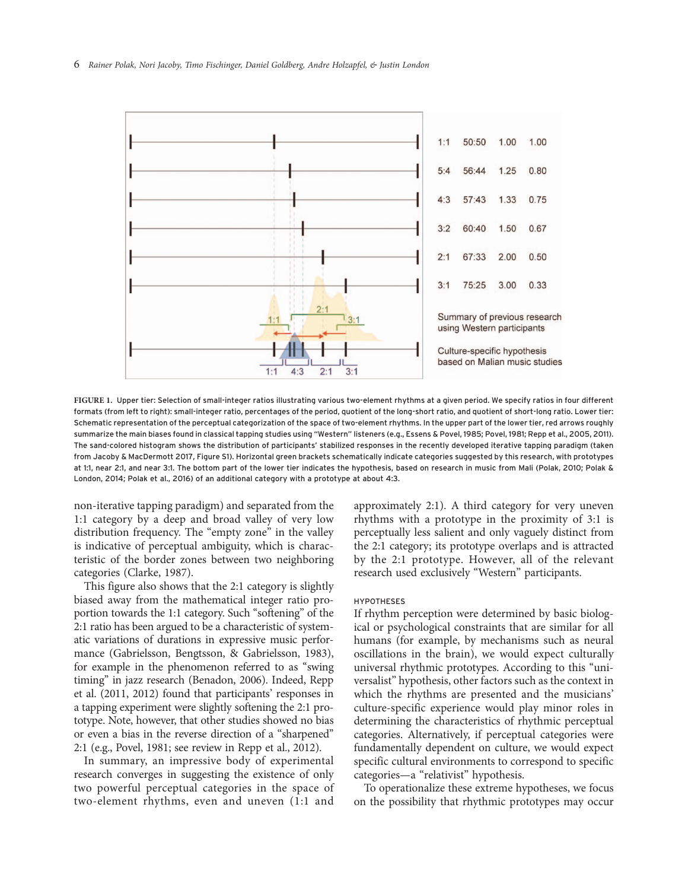1:1 50:50 1.00 1.00

5:4 56:44 1.25 0.80

4:3 57:43 1.33 0.75

3:2 60:40 1.50 0.67

2:1 67:33 2.00 0.50

3:1 75:25 3.00 0.33

1:1 2:1 3:1

Summary of previous research using Western participants

Culture-specific hypothesis based on Malian music studies

1:1 4:3 2:1 3:1

**FIGURE 1.** Upper tier: Selection of small-integer ratios illustrating various two-element rhythms at a given period. We specify ratios in four different formats (from left to right): small-integer ratio, percentages of the period, quotient of the long-short ratio, and quotient of short-long ratio. Lower tier: Schematic representation of the perceptual categorization of the space of two-element rhythms. In the upper part of the lower tier, red arrows roughly summarize the main biases found in classical tapping studies using "Western" listeners (e.g., Essens & Povel, 1985; Povel, 1981; Repp et al., 2005, 2011). The sand-colored histogram shows the distribution of participants' stabilized responses in the recently developed iterative tapping paradigm (taken from Jacoby & MacDermott 2017, Figure S1). Horizontal green brackets schematically indicate categories suggested by this research, with prototypes at 1:1, near 2:1, and near 3:1. The bottom part of the lower tier indicates the hypothesis, based on research in music from Mali (Polak, 2010; Polak & London, 2014; Polak et al., 2016) of an additional category with a prototype at about 4:3.

non-iterative tapping paradigm) and separated from the 1:1 category by a deep and broad valley of very low distribution frequency. The "empty zone" in the valley is indicative of perceptual ambiguity, which is characteristic of the border zones between two neighboring categories (Clarke, 1987).

This figure also shows that the 2:1 category is slightly biased away from the mathematical integer ratio proportion towards the 1:1 category. Such "softening" of the 2:1 ratio has been argued to be a characteristic of systematic variations of durations in expressive music performance (Gabrielsson, Bengtsson, & Gabrielsson, 1983), for example in the phenomenon referred to as "swing timing" in jazz research (Benadon, 2006). Indeed, Repp et al. (2011, 2012) found that participants' responses in a tapping experiment were slightly softening the 2:1 prototype. Note, however, that other studies showed no bias or even a bias in the reverse direction of a "sharpened" 2:1 (e.g., Povel, 1981; see review in Repp et al., 2012).

In summary, an impressive body of experimental research converges in suggesting the existence of only two powerful perceptual categories in the space of two-element rhythms, even and uneven (1:1 and approximately 2:1). A third category for very uneven rhythms with a prototype in the proximity of 3:1 is perceptually less salient and only vaguely distinct from the 2:1 category; its prototype overlaps and is attracted by the 2:1 prototype. However, all of the relevant research used exclusively "Western" participants.

### HYPOTHESES

If rhythm perception were determined by basic biological or psychological constraints that are similar for all humans (for example, by mechanisms such as neural oscillations in the brain), we would expect culturally universal rhythmic prototypes. According to this "universalist" hypothesis, other factors such as the context in which the rhythms are presented and the musicians' culture-specific experience would play minor roles in determining the characteristics of rhythmic perceptual categories. Alternatively, if perceptual categories were fundamentally dependent on culture, we would expect specific cultural environments to correspond to specific categories—a "relativist" hypothesis.

To operationalize these extreme hypotheses, we focus on the possibility that rhythmic prototypes may occur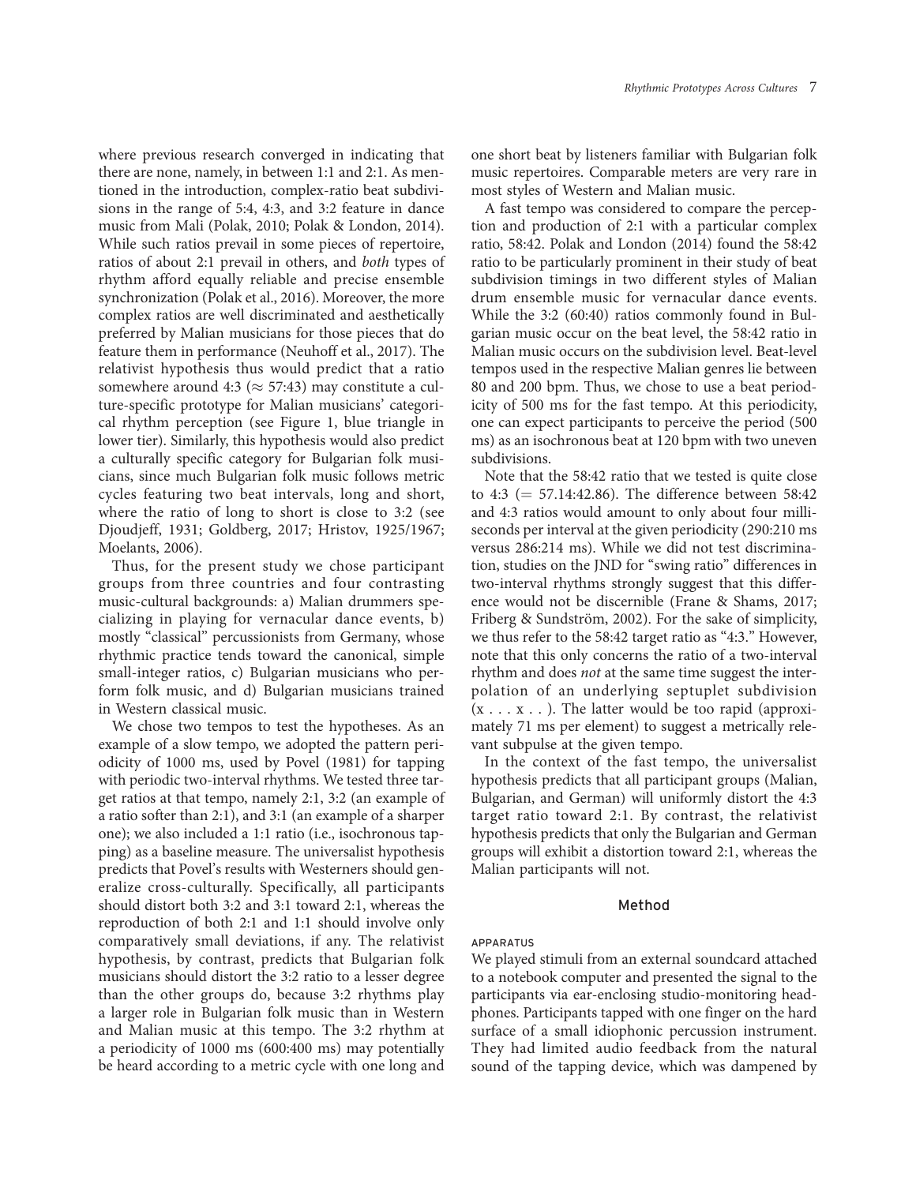where previous research converged in indicating that there are none, namely, in between 1:1 and 2:1. As mentioned in the introduction, complex-ratio beat subdivisions in the range of 5:4, 4:3, and 3:2 feature in dance music from Mali (Polak, 2010; Polak & London, 2014). While such ratios prevail in some pieces of repertoire, ratios of about 2:1 prevail in others, and *both* types of rhythm afford equally reliable and precise ensemble synchronization (Polak et al., 2016). Moreover, the more complex ratios are well discriminated and aesthetically preferred by Malian musicians for those pieces that do feature them in performance (Neuhoff et al., 2017). The relativist hypothesis thus would predict that a ratio somewhere around 4:3 ($\approx$ 57:43) may constitute a culture-specific prototype for Malian musicians' categorical rhythm perception (see Figure 1, blue triangle in lower tier). Similarly, this hypothesis would also predict a culturally specific category for Bulgarian folk musicians, since much Bulgarian folk music follows metric cycles featuring two beat intervals, long and short, where the ratio of long to short is close to 3:2 (see Djoudjeff, 1931; Goldberg, 2017; Hristov, 1925/1967; Moelants, 2006).

Thus, for the present study we chose participant groups from three countries and four contrasting music-cultural backgrounds: a) Malian drummers specializing in playing for vernacular dance events, b) mostly "classical" percussionists from Germany, whose rhythmic practice tends toward the canonical, simple small-integer ratios, c) Bulgarian musicians who perform folk music, and d) Bulgarian musicians trained in Western classical music.

We chose two tempos to test the hypotheses. As an example of a slow tempo, we adopted the pattern periodicity of 1000 ms, used by Povel (1981) for tapping with periodic two-interval rhythms. We tested three target ratios at that tempo, namely 2:1, 3:2 (an example of a ratio softer than 2:1), and 3:1 (an example of a sharper one); we also included a 1:1 ratio (i.e., isochronous tapping) as a baseline measure. The universalist hypothesis predicts that Povel's results with Westerners should generalize cross-culturally. Specifically, all participants should distort both 3:2 and 3:1 toward 2:1, whereas the reproduction of both 2:1 and 1:1 should involve only comparatively small deviations, if any. The relativist hypothesis, by contrast, predicts that Bulgarian folk musicians should distort the 3:2 ratio to a lesser degree than the other groups do, because 3:2 rhythms play a larger role in Bulgarian folk music than in Western and Malian music at this tempo. The 3:2 rhythm at a periodicity of 1000 ms (600:400 ms) may potentially be heard according to a metric cycle with one long and one short beat by listeners familiar with Bulgarian folk music repertoires. Comparable meters are very rare in most styles of Western and Malian music.

A fast tempo was considered to compare the perception and production of 2:1 with a particular complex ratio, 58:42. Polak and London (2014) found the 58:42 ratio to be particularly prominent in their study of beat subdivision timings in two different styles of Malian drum ensemble music for vernacular dance events. While the 3:2 (60:40) ratios commonly found in Bulgarian music occur on the beat level, the 58:42 ratio in Malian music occurs on the subdivision level. Beat-level tempos used in the respective Malian genres lie between 80 and 200 bpm. Thus, we chose to use a beat periodicity of 500 ms for the fast tempo. At this periodicity, one can expect participants to perceive the period (500 ms) as an isochronous beat at 120 bpm with two uneven subdivisions.

Note that the 58:42 ratio that we tested is quite close to 4:3 (= 57.14:42.86). The difference between 58:42 and 4:3 ratios would amount to only about four milliseconds per interval at the given periodicity (290:210 ms versus 286:214 ms). While we did not test discrimination, studies on the JND for "swing ratio" differences in two-interval rhythms strongly suggest that this difference would not be discernible (Frane & Shams, 2017; Friberg & Sundström, 2002). For the sake of simplicity, we thus refer to the 58:42 target ratio as "4:3." However, note that this only concerns the ratio of a two-interval rhythm and does *not* at the same time suggest the interpolation of an underlying septuplet subdivision (x . . . x . . ). The latter would be too rapid (approximately 71 ms per element) to suggest a metrically relevant subpulse at the given tempo.

In the context of the fast tempo, the universalist hypothesis predicts that all participant groups (Malian, Bulgarian, and German) will uniformly distort the 4:3 target ratio toward 2:1. By contrast, the relativist hypothesis predicts that only the Bulgarian and German groups will exhibit a distortion toward 2:1, whereas the Malian participants will not.

## Method

### APPARATUS

We played stimuli from an external soundcard attached to a notebook computer and presented the signal to the participants via ear-enclosing studio-monitoring headphones. Participants tapped with one finger on the hard surface of a small idiophonic percussion instrument. They had limited audio feedback from the natural sound of the tapping device, which was dampened by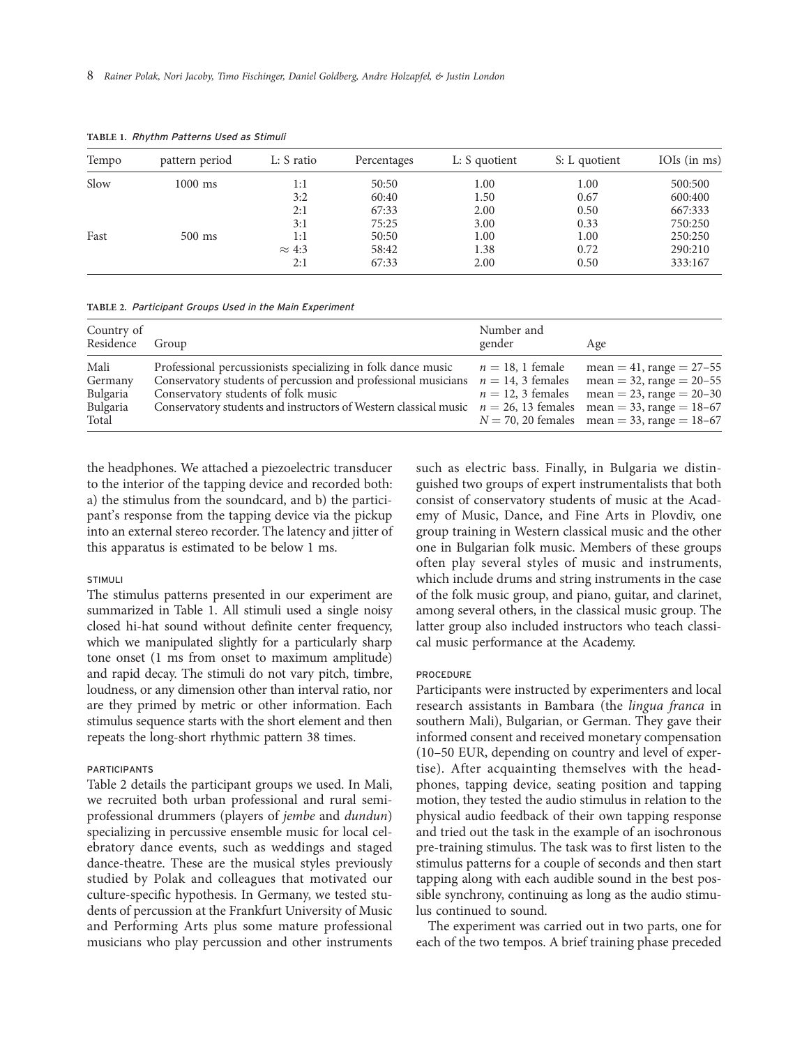**TABLE 1.** *Rhythm Patterns Used as Stimuli*

| Tempo | pattern period | L: S ratio | Percentages | L: S quotient | S: L quotient | IOIs (in ms) |
|---|---|---|---|---|---|---|
| Slow | 1000 ms | 1:1 | 50:50 | 1.00 | 1.00 | 500:500 |
| | | 3:2 | 60:40 | 1.50 | 0.67 | 600:400 |
| | | 2:1 | 67:33 | 2.00 | 0.50 | 667:333 |
| | | 3:1 | 75:25 | 3.00 | 0.33 | 750:250 |
| Fast | 500 ms | 1:1 | 50:50 | 1.00 | 1.00 | 250:250 |
| | | $\approx$ 4:3 | 58:42 | 1.38 | 0.72 | 290:210 |
| | | 2:1 | 67:33 | 2.00 | 0.50 | 333:167 |

**TABLE 2.** *Participant Groups Used in the Main Experiment*

| Country of Residence | Group | Number and gender | Age |
|---|---|---|---|
| Mali | Professional percussionists specializing in folk dance music | $n = 18$, 1 female | mean = 41, range = 27–55 |
| Germany | Conservatory students of percussion and professional musicians | $n = 14$, 3 females | mean = 32, range = 20–55 |
| Bulgaria | Conservatory students of folk music | $n = 12$, 3 females | mean = 23, range = 20–30 |
| Bulgaria | Conservatory students and instructors of Western classical music | $n = 26$, 13 females | mean = 33, range = 18–67 |
| Total | | $N = 70$, 20 females | mean = 33, range = 18–67 |

the headphones. We attached a piezoelectric transducer to the interior of the tapping device and recorded both: a) the stimulus from the soundcard, and b) the participant's response from the tapping device via the pickup into an external stereo recorder. The latency and jitter of this apparatus is estimated to be below 1 ms.

### STIMULI

The stimulus patterns presented in our experiment are summarized in Table 1. All stimuli used a single noisy closed hi-hat sound without definite center frequency, which we manipulated slightly for a particularly sharp tone onset (1 ms from onset to maximum amplitude) and rapid decay. The stimuli do not vary pitch, timbre, loudness, or any dimension other than interval ratio, nor are they primed by metric or other information. Each stimulus sequence starts with the short element and then repeats the long-short rhythmic pattern 38 times.

### PARTICIPANTS

Table 2 details the participant groups we used. In Mali, we recruited both urban professional and rural semi-professional drummers (players of *jembe* and *dundun*) specializing in percussive ensemble music for local celebratory dance events, such as weddings and staged dance-theatre. These are the musical styles previously studied by Polak and colleagues that motivated our culture-specific hypothesis. In Germany, we tested students of percussion at the Frankfurt University of Music and Performing Arts plus some mature professional musicians who play percussion and other instruments such as electric bass. Finally, in Bulgaria we distinguished two groups of expert instrumentalists that both consist of conservatory students of music at the Academy of Music, Dance, and Fine Arts in Plovdiv, one group training in Western classical music and the other one in Bulgarian folk music. Members of these groups often play several styles of music and instruments, which include drums and string instruments in the case of the folk music group, and piano, guitar, and clarinet, among several others, in the classical music group. The latter group also included instructors who teach classical music performance at the Academy.

### PROCEDURE

Participants were instructed by experimenters and local research assistants in Bambara (the *lingua franca* in southern Mali), Bulgarian, or German. They gave their informed consent and received monetary compensation (10–50 EUR, depending on country and level of expertise). After acquainting themselves with the headphones, tapping device, seating position and tapping motion, they tested the audio stimulus in relation to the physical audio feedback of their own tapping response and tried out the task in the example of an isochronous pre-training stimulus. The task was to first listen to the stimulus patterns for a couple of seconds and then start tapping along with each audible sound in the best possible synchrony, continuing as long as the audio stimulus continued to sound.

The experiment was carried out in two parts, one for each of the two tempos. A brief training phase preceded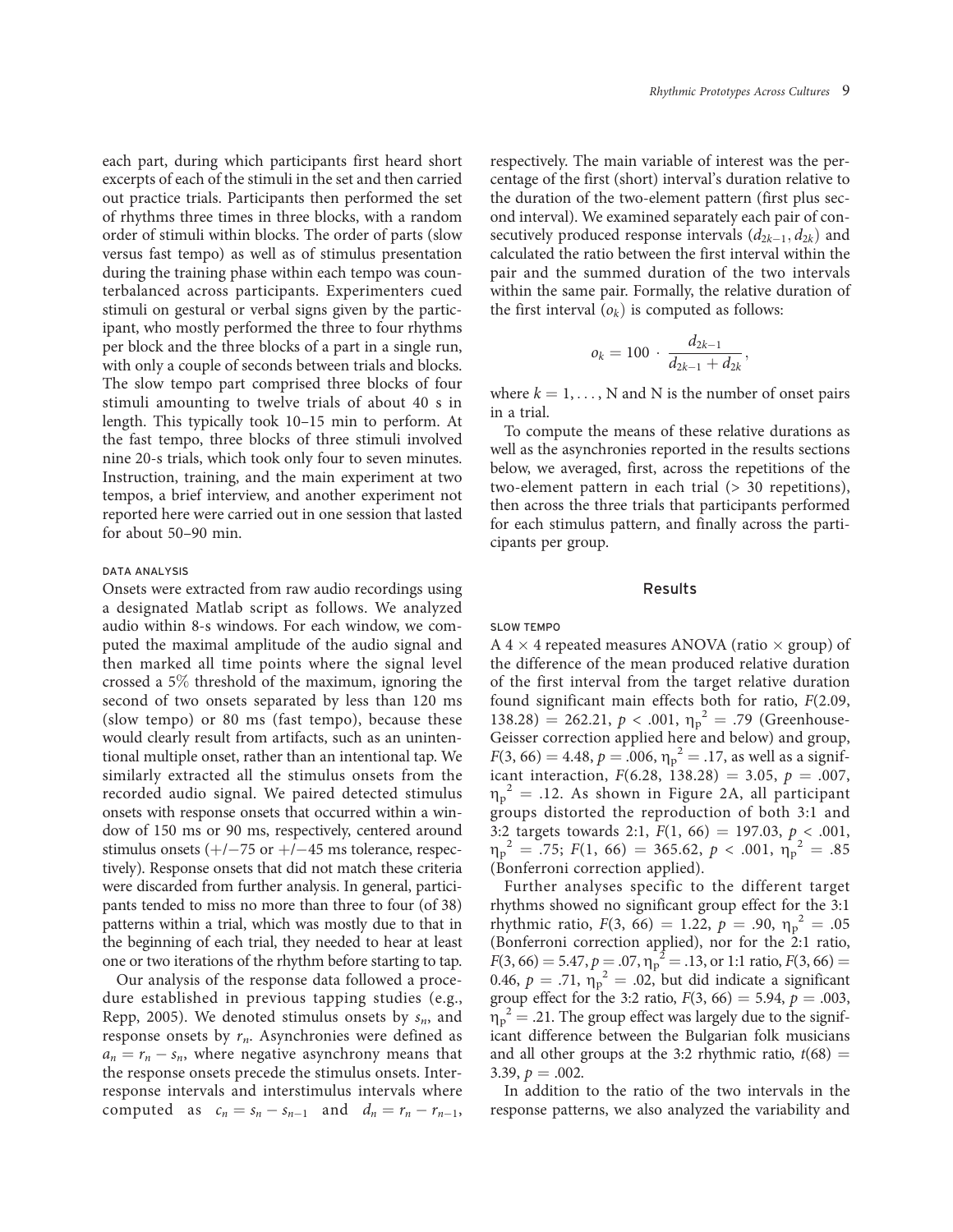each part, during which participants first heard short excerpts of each of the stimuli in the set and then carried out practice trials. Participants then performed the set of rhythms three times in three blocks, with a random order of stimuli within blocks. The order of parts (slow versus fast tempo) as well as of stimulus presentation during the training phase within each tempo was counterbalanced across participants. Experimenters cued stimuli on gestural or verbal signs given by the participant, who mostly performed the three to four rhythms per block and the three blocks of a part in a single run, with only a couple of seconds between trials and blocks. The slow tempo part comprised three blocks of four stimuli amounting to twelve trials of about 40 s in length. This typically took 10–15 min to perform. At the fast tempo, three blocks of three stimuli involved nine 20-s trials, which took only four to seven minutes. Instruction, training, and the main experiment at two tempos, a brief interview, and another experiment not reported here were carried out in one session that lasted for about 50–90 min.

### DATA ANALYSIS

Onsets were extracted from raw audio recordings using a designated Matlab script as follows. We analyzed audio within 8-s windows. For each window, we computed the maximal amplitude of the audio signal and then marked all time points where the signal level crossed a 5% threshold of the maximum, ignoring the second of two onsets separated by less than 120 ms (slow tempo) or 80 ms (fast tempo), because these would clearly result from artifacts, such as an unintentional multiple onset, rather than an intentional tap. We similarly extracted all the stimulus onsets from the recorded audio signal. We paired detected stimulus onsets with response onsets that occurred within a window of 150 ms or 90 ms, respectively, centered around stimulus onsets (+/−75 or +/−45 ms tolerance, respectively). Response onsets that did not match these criteria were discarded from further analysis. In general, participants tended to miss no more than three to four (of 38) patterns within a trial, which was mostly due to that in the beginning of each trial, they needed to hear at least one or two iterations of the rhythm before starting to tap.

Our analysis of the response data followed a procedure established in previous tapping studies (e.g., Repp, 2005). We denoted stimulus onsets by $s_n$, and response onsets by $r_n$. Asynchronies were defined as $a_n = r_n - s_n$, where negative asynchrony means that the response onsets precede the stimulus onsets. Inter-response intervals and interstimulus intervals where computed as $c_n = s_n - s_{n-1}$ and $d_n = r_n - r_{n-1}$, respectively. The main variable of interest was the percentage of the first (short) interval's duration relative to the duration of the two-element pattern (first plus second interval). We examined separately each pair of consecutively produced response intervals $(d_{2k-1}, d_{2k})$ and calculated the ratio between the first interval within the pair and the summed duration of the two intervals within the same pair. Formally, the relative duration of the first interval ($o_k$) is computed as follows:

$$o_k = 100 \cdot \frac{d_{2k-1}}{d_{2k-1} + d_{2k}},$$

where $k = 1, \ldots, \mathrm{N}$ and N is the number of onset pairs in a trial.

To compute the means of these relative durations as well as the asynchronies reported in the results sections below, we averaged, first, across the repetitions of the two-element pattern in each trial (> 30 repetitions), then across the three trials that participants performed for each stimulus pattern, and finally across the participants per group.

## Results

### SLOW TEMPO

A 4 × 4 repeated measures ANOVA (ratio × group) of the difference of the mean produced relative duration of the first interval from the target relative duration found significant main effects both for ratio, $F(2.09, 138.28) = 262.21$, $p < .001$, $\eta_p^2 = .79$ (Greenhouse-Geisser correction applied here and below) and group, $F(3, 66) = 4.48$, $p = .006$, $\eta_p^2 = .17$, as well as a significant interaction, $F(6.28, 138.28) = 3.05$, $p = .007$, $\eta_p^2 = .12$. As shown in Figure 2A, all participant groups distorted the reproduction of both 3:1 and 3:2 targets towards 2:1, $F(1, 66) = 197.03$, $p < .001$, $\eta_p^2 = .75$; $F(1, 66) = 365.62$, $p < .001$, $\eta_p^2 = .85$ (Bonferroni correction applied).

Further analyses specific to the different target rhythms showed no significant group effect for the 3:1 rhythmic ratio, $F(3, 66) = 1.22$, $p = .90$, $\eta_p^2 = .05$ (Bonferroni correction applied), nor for the 2:1 ratio, $F(3, 66) = 5.47$, $p = .07$, $\eta_p^2 = .13$, or 1:1 ratio, $F(3, 66) = 0.46$, $p = .71$, $\eta_p^2 = .02$, but did indicate a significant group effect for the 3:2 ratio, $F(3, 66) = 5.94$, $p = .003$, $\eta_p^2 = .21$. The group effect was largely due to the significant difference between the Bulgarian folk musicians and all other groups at the 3:2 rhythmic ratio, $t(68) = 3.39$, $p = .002$.

In addition to the ratio of the two intervals in the response patterns, we also analyzed the variability and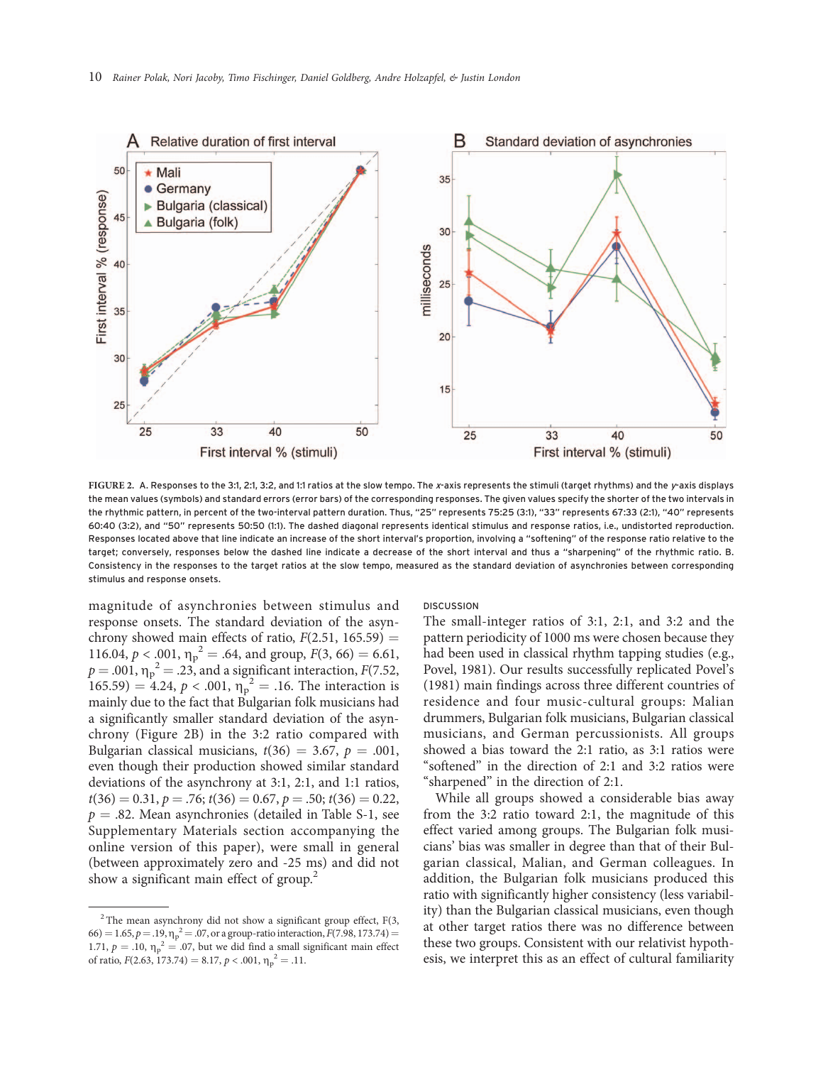FIGURE 2. A. Responses to the 3:1, 2:1, 3:2, and 1:1 ratios at the slow tempo. The *x*-axis represents the stimuli (target rhythms) and the *y*-axis displays the mean values (symbols) and standard errors (error bars) of the corresponding responses. The given values specify the shorter of the two intervals in the rhythmic pattern, in percent of the two-interval pattern duration. Thus, "25" represents 75:25 (3:1), "33" represents 67:33 (2:1), "40" represents 60:40 (3:2), and "50" represents 50:50 (1:1). The dashed diagonal represents identical stimulus and response ratios, i.e., undistorted reproduction. Responses located above that line indicate an increase of the short interval's proportion, involving a "softening" of the response ratio relative to the target; conversely, responses below the dashed line indicate a decrease of the short interval and thus a "sharpening" of the rhythmic ratio. B. Consistency in the responses to the target ratios at the slow tempo, measured as the standard deviation of asynchronies between corresponding stimulus and response onsets.

magnitude of asynchronies between stimulus and response onsets. The standard deviation of the asynchrony showed main effects of ratio, $F(2.51, 165.59) = 116.04$, $p < .001$, $\eta_p^2 = .64$, and group, $F(3, 66) = 6.61$, $p = .001$, $\eta_p^2 = .23$, and a significant interaction, $F(7.52, 165.59) = 4.24$, $p < .001$, $\eta_p^2 = .16$. The interaction is mainly due to the fact that Bulgarian folk musicians had a significantly smaller standard deviation of the asynchrony (Figure 2B) in the 3:2 ratio compared with Bulgarian classical musicians, $t(36) = 3.67$, $p = .001$, even though their production showed similar standard deviations of the asynchrony at 3:1, 2:1, and 1:1 ratios, $t(36) = 0.31$, $p = .76$; $t(36) = 0.67$, $p = .50$; $t(36) = 0.22$, $p = .82$. Mean asynchronies (detailed in Table S-1, see Supplementary Materials section accompanying the online version of this paper), were small in general (between approximately zero and -25 ms) and did not show a significant main effect of group.[2]

[2] The mean asynchrony did not show a significant group effect, $F(3, 66) = 1.65$, $p = .19$, $\eta_p^2 = .07$, or a group-ratio interaction, $F(7.98, 173.74) = 1.71$, $p = .10$, $\eta_p^2 = .07$, but we did find a small significant main effect of ratio, $F(2.63, 173.74) = 8.17$, $p < .001$, $\eta_p^2 = .11$.

## DISCUSSION

The small-integer ratios of 3:1, 2:1, and 3:2 and the pattern periodicity of 1000 ms were chosen because they had been used in classical rhythm tapping studies (e.g., Povel, 1981). Our results successfully replicated Povel's (1981) main findings across three different countries of residence and four music-cultural groups: Malian drummers, Bulgarian folk musicians, Bulgarian classical musicians, and German percussionists. All groups showed a bias toward the 2:1 ratio, as 3:1 ratios were "softened" in the direction of 2:1 and 3:2 ratios were "sharpened" in the direction of 2:1.

While all groups showed a considerable bias away from the 3:2 ratio toward 2:1, the magnitude of this effect varied among groups. The Bulgarian folk musicians' bias was smaller in degree than that of their Bulgarian classical, Malian, and German colleagues. In addition, the Bulgarian folk musicians produced this ratio with significantly higher consistency (less variability) than the Bulgarian classical musicians, even though at other target ratios there was no difference between these two groups. Consistent with our relativist hypothesis, we interpret this as an effect of cultural familiarity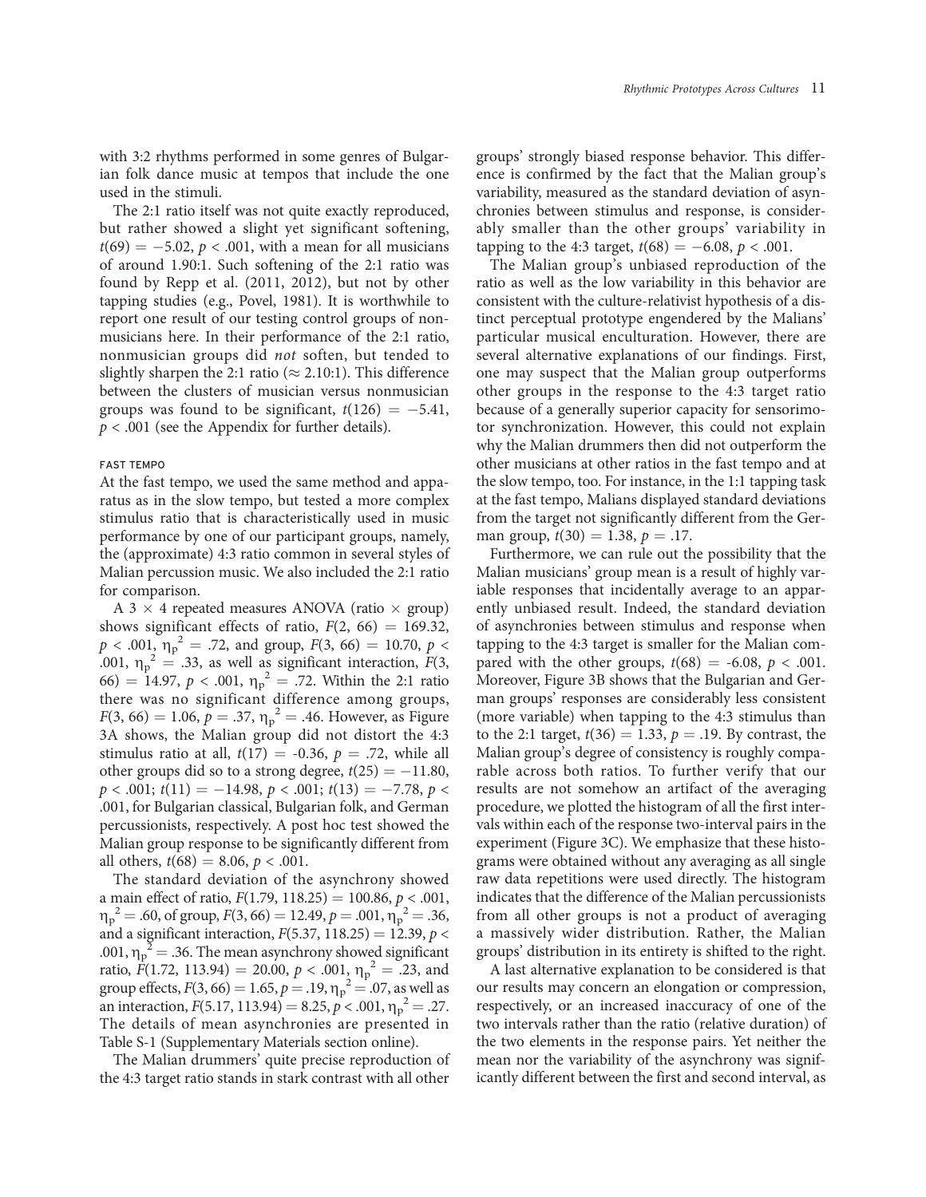with 3:2 rhythms performed in some genres of Bulgarian folk dance music at tempos that include the one used in the stimuli.

The 2:1 ratio itself was not quite exactly reproduced, but rather showed a slight yet significant softening, $t(69) = -5.02$, $p < .001$, with a mean for all musicians of around 1.90:1. Such softening of the 2:1 ratio was found by Repp et al. (2011, 2012), but not by other tapping studies (e.g., Povel, 1981). It is worthwhile to report one result of our testing control groups of nonmusicians here. In their performance of the 2:1 ratio, nonmusician groups did *not* soften, but tended to slightly sharpen the 2:1 ratio ($\approx$ 2.10:1). This difference between the clusters of musician versus nonmusician groups was found to be significant, $t(126) = -5.41$, $p < .001$ (see the Appendix for further details).

### FAST TEMPO

At the fast tempo, we used the same method and apparatus as in the slow tempo, but tested a more complex stimulus ratio that is characteristically used in music performance by one of our participant groups, namely, the (approximate) 4:3 ratio common in several styles of Malian percussion music. We also included the 2:1 ratio for comparison.

A 3 $\times$ 4 repeated measures ANOVA (ratio $\times$ group) shows significant effects of ratio, $F(2, 66) = 169.32$, $p < .001$, $\eta_p^2 = .72$, and group, $F(3, 66) = 10.70$, $p < .001$, $\eta_p^2 = .33$, as well as significant interaction, $F(3, 66) = 14.97$, $p < .001$, $\eta_p^2 = .72$. Within the 2:1 ratio there was no significant difference among groups, $F(3, 66) = 1.06$, $p = .37$, $\eta_p^2 = .46$. However, as Figure 3A shows, the Malian group did not distort the 4:3 stimulus ratio at all, $t(17) = -0.36$, $p = .72$, while all other groups did so to a strong degree, $t(25) = -11.80$, $p < .001$; $t(11) = -14.98$, $p < .001$; $t(13) = -7.78$, $p < .001$, for Bulgarian classical, Bulgarian folk, and German percussionists, respectively. A post hoc test showed the Malian group response to be significantly different from all others, $t(68) = 8.06$, $p < .001$.

The standard deviation of the asynchrony showed a main effect of ratio, $F(1.79, 118.25) = 100.86$, $p < .001$, $\eta_p^2 = .60$, of group, $F(3, 66) = 12.49$, $p = .001$, $\eta_p^2 = .36$, and a significant interaction, $F(5.37, 118.25) = 12.39$, $p < .001$, $\eta_p^2 = .36$. The mean asynchrony showed significant ratio, $F(1.72, 113.94) = 20.00$, $p < .001$, $\eta_p^2 = .23$, and group effects, $F(3, 66) = 1.65$, $p = .19$, $\eta_p^2 = .07$, as well as an interaction, $F(5.17, 113.94) = 8.25$, $p < .001$, $\eta_p^2 = .27$. The details of mean asynchronies are presented in Table S-1 (Supplementary Materials section online).

The Malian drummers' quite precise reproduction of the 4:3 target ratio stands in stark contrast with all other groups' strongly biased response behavior. This difference is confirmed by the fact that the Malian group's variability, measured as the standard deviation of asynchronies between stimulus and response, is considerably smaller than the other groups' variability in tapping to the 4:3 target, $t(68) = -6.08$, $p < .001$.

The Malian group's unbiased reproduction of the ratio as well as the low variability in this behavior are consistent with the culture-relativist hypothesis of a distinct perceptual prototype engendered by the Malians' particular musical enculturation. However, there are several alternative explanations of our findings. First, one may suspect that the Malian group outperforms other groups in the response to the 4:3 target ratio because of a generally superior capacity for sensorimotor synchronization. However, this could not explain why the Malian drummers then did not outperform the other musicians at other ratios in the fast tempo and at the slow tempo, too. For instance, in the 1:1 tapping task at the fast tempo, Malians displayed standard deviations from the target not significantly different from the German group, $t(30) = 1.38$, $p = .17$.

Furthermore, we can rule out the possibility that the Malian musicians' group mean is a result of highly variable responses that incidentally average to an apparently unbiased result. Indeed, the standard deviation of asynchronies between stimulus and response when tapping to the 4:3 target is smaller for the Malian compared with the other groups, $t(68) = -6.08$, $p < .001$. Moreover, Figure 3B shows that the Bulgarian and German groups' responses are considerably less consistent (more variable) when tapping to the 4:3 stimulus than to the 2:1 target, $t(36) = 1.33$, $p = .19$. By contrast, the Malian group's degree of consistency is roughly comparable across both ratios. To further verify that our results are not somehow an artifact of the averaging procedure, we plotted the histogram of all the first intervals within each of the response two-interval pairs in the experiment (Figure 3C). We emphasize that these histograms were obtained without any averaging as all single raw data repetitions were used directly. The histogram indicates that the difference of the Malian percussionists from all other groups is not a product of averaging a massively wider distribution. Rather, the Malian groups' distribution in its entirety is shifted to the right.

A last alternative explanation to be considered is that our results may concern an elongation or compression, respectively, or an increased inaccuracy of one of the two intervals rather than the ratio (relative duration) of the two elements in the response pairs. Yet neither the mean nor the variability of the asynchrony was significantly different between the first and second interval, as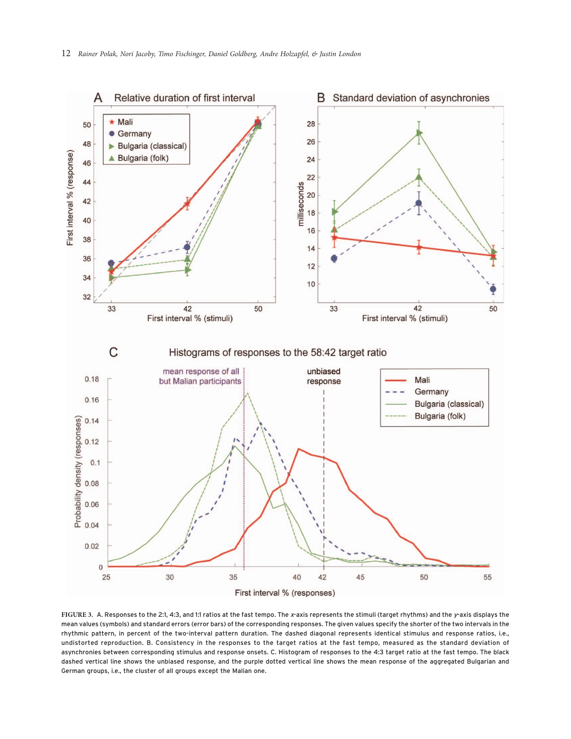A Relative duration of first interval

Mali
Germany
Bulgaria (classical)
Bulgaria (folk)

First interval % (response)

32
34
36
38
40
42
44
46
48
50

33
42
50

First interval % (stimuli)

B Standard deviation of asynchronies

milliseconds

10
12
14
16
18
20
22
24
26
28

33
42
50

First interval % (stimuli)

C Histograms of responses to the 58:42 target ratio

mean response of all but Malian participants

unbiased response

Mali
Germany
Bulgaria (classical)
Bulgaria (folk)

Probability density (responses)

0
0.02
0.04
0.06
0.08
0.1
0.12
0.14
0.16
0.18

25
30
35
40
42
45
50
55

First interval % (responses)

FIGURE 3. A. Responses to the 2:1, 4:3, and 1:1 ratios at the fast tempo. The *x*-axis represents the stimuli (target rhythms) and the *y*-axis displays the mean values (symbols) and standard errors (error bars) of the corresponding responses. The given values specify the shorter of the two intervals in the rhythmic pattern, in percent of the two-interval pattern duration. The dashed diagonal represents identical stimulus and response ratios, i.e., undistorted reproduction. B. Consistency in the responses to the target ratios at the fast tempo, measured as the standard deviation of asynchronies between corresponding stimulus and response onsets. C. Histogram of responses to the 4:3 target ratio at the fast tempo. The black dashed vertical line shows the unbiased response, and the purple dotted vertical line shows the mean response of the aggregated Bulgarian and German groups, i.e., the cluster of all groups except the Malian one.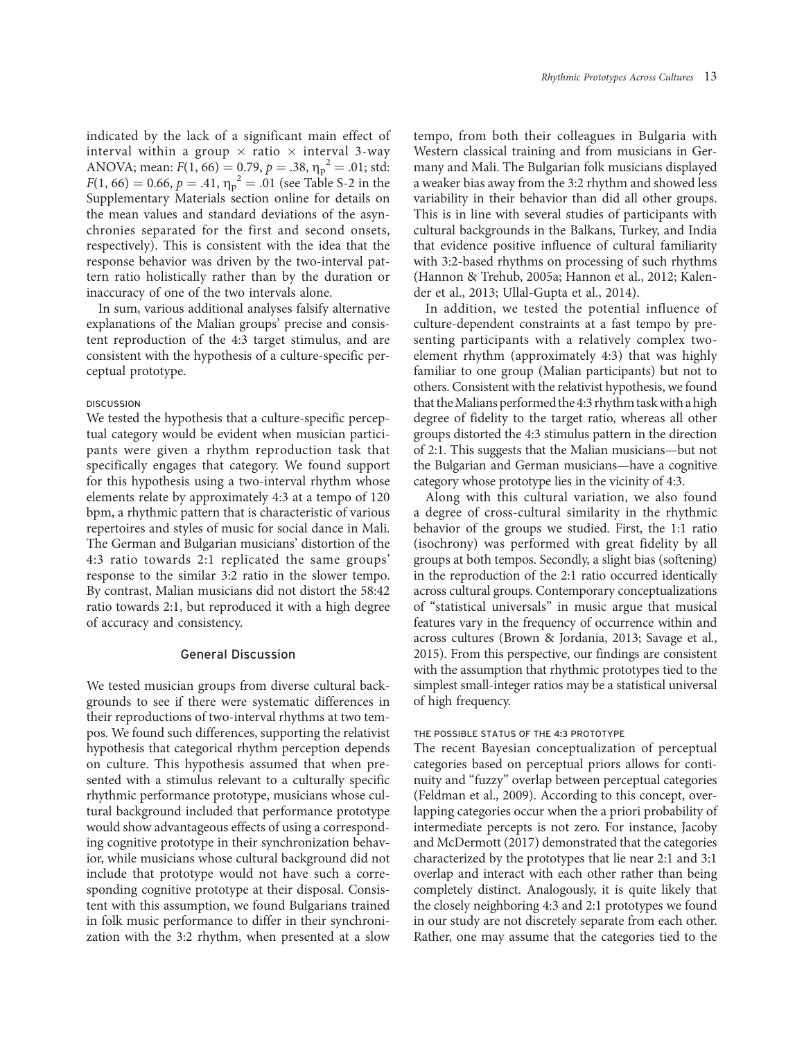indicated by the lack of a significant main effect of interval within a group × ratio × interval 3-way ANOVA; mean: $F(1, 66) = 0.79$, $p = .38$, $\eta_p^2 = .01$; std: $F(1, 66) = 0.66$, $p = .41$, $\eta_p^2 = .01$ (see Table S-2 in the Supplementary Materials section online for details on the mean values and standard deviations of the asynchronies separated for the first and second onsets, respectively). This is consistent with the idea that the response behavior was driven by the two-interval pattern ratio holistically rather than by the duration or inaccuracy of one of the two intervals alone.

In sum, various additional analyses falsify alternative explanations of the Malian groups' precise and consistent reproduction of the 4:3 target stimulus, and are consistent with the hypothesis of a culture-specific perceptual prototype.

### DISCUSSION

We tested the hypothesis that a culture-specific perceptual category would be evident when musician participants were given a rhythm reproduction task that specifically engages that category. We found support for this hypothesis using a two-interval rhythm whose elements relate by approximately 4:3 at a tempo of 120 bpm, a rhythmic pattern that is characteristic of various repertoires and styles of music for social dance in Mali. The German and Bulgarian musicians' distortion of the 4:3 ratio towards 2:1 replicated the same groups' response to the similar 3:2 ratio in the slower tempo. By contrast, Malian musicians did not distort the 58:42 ratio towards 2:1, but reproduced it with a high degree of accuracy and consistency.

## General Discussion

We tested musician groups from diverse cultural backgrounds to see if there were systematic differences in their reproductions of two-interval rhythms at two tempos. We found such differences, supporting the relativist hypothesis that categorical rhythm perception depends on culture. This hypothesis assumed that when presented with a stimulus relevant to a culturally specific rhythmic performance prototype, musicians whose cultural background included that performance prototype would show advantageous effects of using a corresponding cognitive prototype in their synchronization behavior, while musicians whose cultural background did not include that prototype would not have such a corresponding cognitive prototype at their disposal. Consistent with this assumption, we found Bulgarians trained in folk music performance to differ in their synchronization with the 3:2 rhythm, when presented at a slow tempo, from both their colleagues in Bulgaria with Western classical training and from musicians in Germany and Mali. The Bulgarian folk musicians displayed a weaker bias away from the 3:2 rhythm and showed less variability in their behavior than did all other groups. This is in line with several studies of participants with cultural backgrounds in the Balkans, Turkey, and India that evidence positive influence of cultural familiarity with 3:2-based rhythms on processing of such rhythms (Hannon & Trehub, 2005a; Hannon et al., 2012; Kalender et al., 2013; Ullal-Gupta et al., 2014).

In addition, we tested the potential influence of culture-dependent constraints at a fast tempo by presenting participants with a relatively complex two-element rhythm (approximately 4:3) that was highly familiar to one group (Malian participants) but not to others. Consistent with the relativist hypothesis, we found that the Malians performed the 4:3 rhythm task with a high degree of fidelity to the target ratio, whereas all other groups distorted the 4:3 stimulus pattern in the direction of 2:1. This suggests that the Malian musicians—but not the Bulgarian and German musicians—have a cognitive category whose prototype lies in the vicinity of 4:3.

Along with this cultural variation, we also found a degree of cross-cultural similarity in the rhythmic behavior of the groups we studied. First, the 1:1 ratio (isochrony) was performed with great fidelity by all groups at both tempos. Secondly, a slight bias (softening) in the reproduction of the 2:1 ratio occurred identically across cultural groups. Contemporary conceptualizations of "statistical universals" in music argue that musical features vary in the frequency of occurrence within and across cultures (Brown & Jordania, 2013; Savage et al., 2015). From this perspective, our findings are consistent with the assumption that rhythmic prototypes tied to the simplest small-integer ratios may be a statistical universal of high frequency.

### THE POSSIBLE STATUS OF THE 4:3 PROTOTYPE

The recent Bayesian conceptualization of perceptual categories based on perceptual priors allows for continuity and "fuzzy" overlap between perceptual categories (Feldman et al., 2009). According to this concept, overlapping categories occur when the a priori probability of intermediate percepts is not zero. For instance, Jacoby and McDermott (2017) demonstrated that the categories characterized by the prototypes that lie near 2:1 and 3:1 overlap and interact with each other rather than being completely distinct. Analogously, it is quite likely that the closely neighboring 4:3 and 2:1 prototypes we found in our study are not discretely separate from each other. Rather, one may assume that the categories tied to the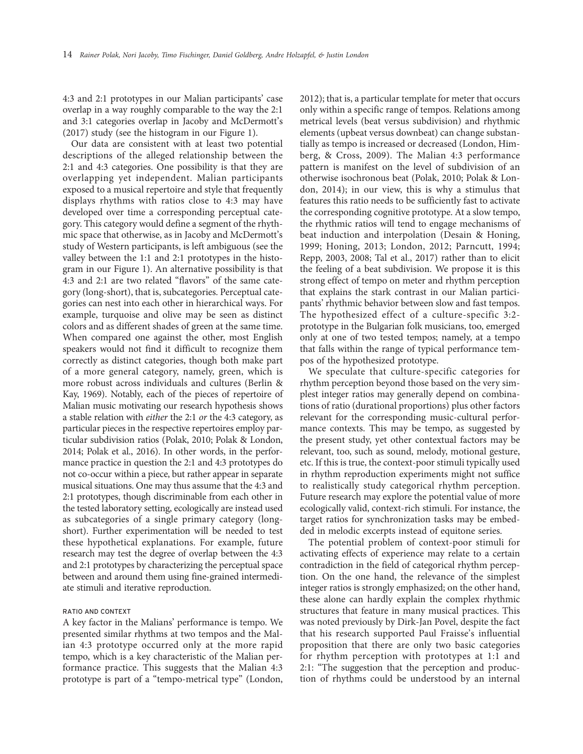4:3 and 2:1 prototypes in our Malian participants' case overlap in a way roughly comparable to the way the 2:1 and 3:1 categories overlap in Jacoby and McDermott's (2017) study (see the histogram in our Figure 1).

Our data are consistent with at least two potential descriptions of the alleged relationship between the 2:1 and 4:3 categories. One possibility is that they are overlapping yet independent. Malian participants exposed to a musical repertoire and style that frequently displays rhythms with ratios close to 4:3 may have developed over time a corresponding perceptual category. This category would define a segment of the rhythmic space that otherwise, as in Jacoby and McDermott's study of Western participants, is left ambiguous (see the valley between the 1:1 and 2:1 prototypes in the histogram in our Figure 1). An alternative possibility is that 4:3 and 2:1 are two related "flavors" of the same category (long-short), that is, subcategories. Perceptual categories can nest into each other in hierarchical ways. For example, turquoise and olive may be seen as distinct colors and as different shades of green at the same time. When compared one against the other, most English speakers would not find it difficult to recognize them correctly as distinct categories, though both make part of a more general category, namely, green, which is more robust across individuals and cultures (Berlin & Kay, 1969). Notably, each of the pieces of repertoire of Malian music motivating our research hypothesis shows a stable relation with *either* the 2:1 *or* the 4:3 category, as particular pieces in the respective repertoires employ particular subdivision ratios (Polak, 2010; Polak & London, 2014; Polak et al., 2016). In other words, in the performance practice in question the 2:1 and 4:3 prototypes do not co-occur within a piece, but rather appear in separate musical situations. One may thus assume that the 4:3 and 2:1 prototypes, though discriminable from each other in the tested laboratory setting, ecologically are instead used as subcategories of a single primary category (long-short). Further experimentation will be needed to test these hypothetical explanations. For example, future research may test the degree of overlap between the 4:3 and 2:1 prototypes by characterizing the perceptual space between and around them using fine-grained intermediate stimuli and iterative reproduction.

### RATIO AND CONTEXT

A key factor in the Malians' performance is tempo. We presented similar rhythms at two tempos and the Malian 4:3 prototype occurred only at the more rapid tempo, which is a key characteristic of the Malian performance practice. This suggests that the Malian 4:3 prototype is part of a "tempo-metrical type" (London, 2012); that is, a particular template for meter that occurs only within a specific range of tempos. Relations among metrical levels (beat versus subdivision) and rhythmic elements (upbeat versus downbeat) can change substantially as tempo is increased or decreased (London, Himberg, & Cross, 2009). The Malian 4:3 performance pattern is manifest on the level of subdivision of an otherwise isochronous beat (Polak, 2010; Polak & London, 2014); in our view, this is why a stimulus that features this ratio needs to be sufficiently fast to activate the corresponding cognitive prototype. At a slow tempo, the rhythmic ratios will tend to engage mechanisms of beat induction and interpolation (Desain & Honing, 1999; Honing, 2013; London, 2012; Parncutt, 1994; Repp, 2003, 2008; Tal et al., 2017) rather than to elicit the feeling of a beat subdivision. We propose it is this strong effect of tempo on meter and rhythm perception that explains the stark contrast in our Malian participants' rhythmic behavior between slow and fast tempos. The hypothesized effect of a culture-specific 3:2-prototype in the Bulgarian folk musicians, too, emerged only at one of two tested tempos; namely, at a tempo that falls within the range of typical performance tempos of the hypothesized prototype.

We speculate that culture-specific categories for rhythm perception beyond those based on the very simplest integer ratios may generally depend on combinations of ratio (durational proportions) plus other factors relevant for the corresponding music-cultural performance contexts. This may be tempo, as suggested by the present study, yet other contextual factors may be relevant, too, such as sound, melody, motional gesture, etc. If this is true, the context-poor stimuli typically used in rhythm reproduction experiments might not suffice to realistically study categorical rhythm perception. Future research may explore the potential value of more ecologically valid, context-rich stimuli. For instance, the target ratios for synchronization tasks may be embedded in melodic excerpts instead of equitone series.

The potential problem of context-poor stimuli for activating effects of experience may relate to a certain contradiction in the field of categorical rhythm perception. On the one hand, the relevance of the simplest integer ratios is strongly emphasized; on the other hand, these alone can hardly explain the complex rhythmic structures that feature in many musical practices. This was noted previously by Dirk-Jan Povel, despite the fact that his research supported Paul Fraisse's influential proposition that there are only two basic categories for rhythm perception with prototypes at 1:1 and 2:1: "The suggestion that the perception and production of rhythms could be understood by an internal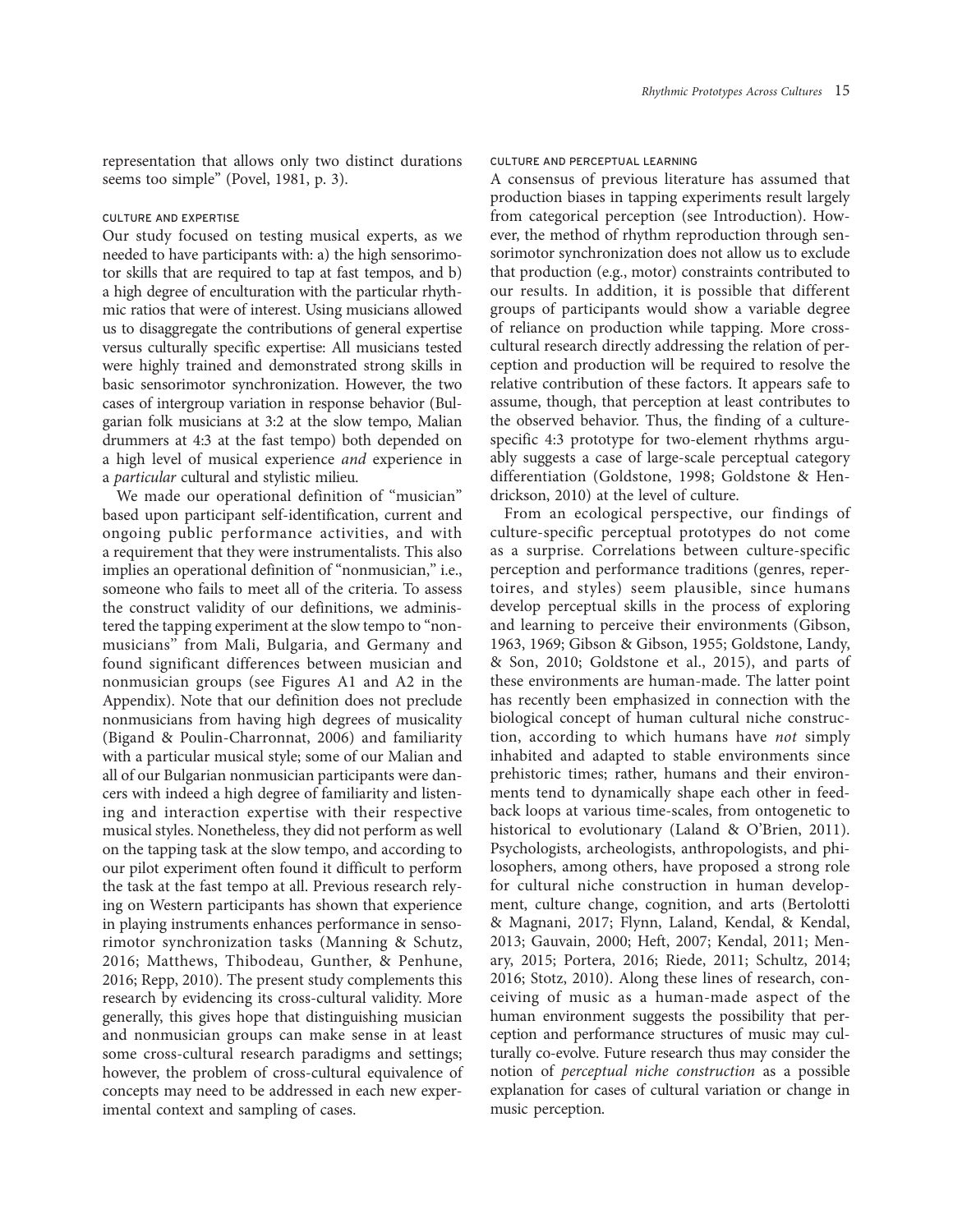representation that allows only two distinct durations seems too simple" (Povel, 1981, p. 3).

### CULTURE AND EXPERTISE

Our study focused on testing musical experts, as we needed to have participants with: a) the high sensorimotor skills that are required to tap at fast tempos, and b) a high degree of enculturation with the particular rhythmic ratios that were of interest. Using musicians allowed us to disaggregate the contributions of general expertise versus culturally specific expertise: All musicians tested were highly trained and demonstrated strong skills in basic sensorimotor synchronization. However, the two cases of intergroup variation in response behavior (Bulgarian folk musicians at 3:2 at the slow tempo, Malian drummers at 4:3 at the fast tempo) both depended on a high level of musical experience *and* experience in a *particular* cultural and stylistic milieu.

We made our operational definition of "musician" based upon participant self-identification, current and ongoing public performance activities, and with a requirement that they were instrumentalists. This also implies an operational definition of "nonmusician," i.e., someone who fails to meet all of the criteria. To assess the construct validity of our definitions, we administered the tapping experiment at the slow tempo to "nonmusicians" from Mali, Bulgaria, and Germany and found significant differences between musician and nonmusician groups (see Figures A1 and A2 in the Appendix). Note that our definition does not preclude nonmusicians from having high degrees of musicality (Bigand & Poulin-Charronnat, 2006) and familiarity with a particular musical style; some of our Malian and all of our Bulgarian nonmusician participants were dancers with indeed a high degree of familiarity and listening and interaction expertise with their respective musical styles. Nonetheless, they did not perform as well on the tapping task at the slow tempo, and according to our pilot experiment often found it difficult to perform the task at the fast tempo at all. Previous research relying on Western participants has shown that experience in playing instruments enhances performance in sensorimotor synchronization tasks (Manning & Schutz, 2016; Matthews, Thibodeau, Gunther, & Penhune, 2016; Repp, 2010). The present study complements this research by evidencing its cross-cultural validity. More generally, this gives hope that distinguishing musician and nonmusician groups can make sense in at least some cross-cultural research paradigms and settings; however, the problem of cross-cultural equivalence of concepts may need to be addressed in each new experimental context and sampling of cases.

### CULTURE AND PERCEPTUAL LEARNING

A consensus of previous literature has assumed that production biases in tapping experiments result largely from categorical perception (see Introduction). However, the method of rhythm reproduction through sensorimotor synchronization does not allow us to exclude that production (e.g., motor) constraints contributed to our results. In addition, it is possible that different groups of participants would show a variable degree of reliance on production while tapping. More cross-cultural research directly addressing the relation of perception and production will be required to resolve the relative contribution of these factors. It appears safe to assume, though, that perception at least contributes to the observed behavior. Thus, the finding of a culture-specific 4:3 prototype for two-element rhythms arguably suggests a case of large-scale perceptual category differentiation (Goldstone, 1998; Goldstone & Hendrickson, 2010) at the level of culture.

From an ecological perspective, our findings of culture-specific perceptual prototypes do not come as a surprise. Correlations between culture-specific perception and performance traditions (genres, repertoires, and styles) seem plausible, since humans develop perceptual skills in the process of exploring and learning to perceive their environments (Gibson, 1963, 1969; Gibson & Gibson, 1955; Goldstone, Landy, & Son, 2010; Goldstone et al., 2015), and parts of these environments are human-made. The latter point has recently been emphasized in connection with the biological concept of human cultural niche construction, according to which humans have *not* simply inhabited and adapted to stable environments since prehistoric times; rather, humans and their environments tend to dynamically shape each other in feedback loops at various time-scales, from ontogenetic to historical to evolutionary (Laland & O'Brien, 2011). Psychologists, archeologists, anthropologists, and philosophers, among others, have proposed a strong role for cultural niche construction in human development, culture change, cognition, and arts (Bertolotti & Magnani, 2017; Flynn, Laland, Kendal, & Kendal, 2013; Gauvain, 2000; Heft, 2007; Kendal, 2011; Menary, 2015; Portera, 2016; Riede, 2011; Schultz, 2014; 2016; Stotz, 2010). Along these lines of research, conceiving of music as a human-made aspect of the human environment suggests the possibility that perception and performance structures of music may culturally co-evolve. Future research thus may consider the notion of *perceptual niche construction* as a possible explanation for cases of cultural variation or change in music perception.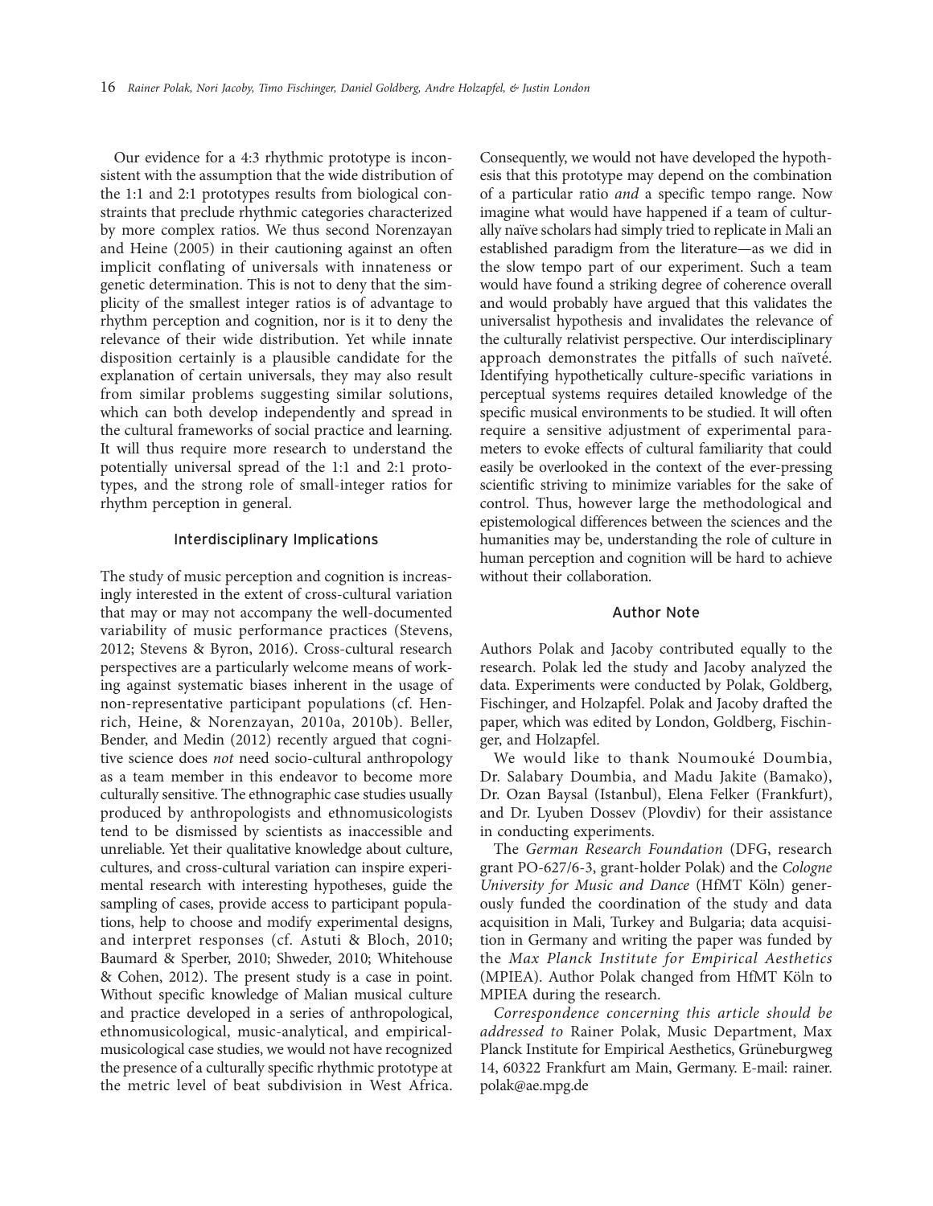Our evidence for a 4:3 rhythmic prototype is inconsistent with the assumption that the wide distribution of the 1:1 and 2:1 prototypes results from biological constraints that preclude rhythmic categories characterized by more complex ratios. We thus second Norenzayan and Heine (2005) in their cautioning against an often implicit conflating of universals with innateness or genetic determination. This is not to deny that the simplicity of the smallest integer ratios is of advantage to rhythm perception and cognition, nor is it to deny the relevance of their wide distribution. Yet while innate disposition certainly is a plausible candidate for the explanation of certain universals, they may also result from similar problems suggesting similar solutions, which can both develop independently and spread in the cultural frameworks of social practice and learning. It will thus require more research to understand the potentially universal spread of the 1:1 and 2:1 prototypes, and the strong role of small-integer ratios for rhythm perception in general.

## Interdisciplinary Implications

The study of music perception and cognition is increasingly interested in the extent of cross-cultural variation that may or may not accompany the well-documented variability of music performance practices (Stevens, 2012; Stevens & Byron, 2016). Cross-cultural research perspectives are a particularly welcome means of working against systematic biases inherent in the usage of non-representative participant populations (cf. Henrich, Heine, & Norenzayan, 2010a, 2010b). Beller, Bender, and Medin (2012) recently argued that cognitive science does *not* need socio-cultural anthropology as a team member in this endeavor to become more culturally sensitive. The ethnographic case studies usually produced by anthropologists and ethnomusicologists tend to be dismissed by scientists as inaccessible and unreliable. Yet their qualitative knowledge about culture, cultures, and cross-cultural variation can inspire experimental research with interesting hypotheses, guide the sampling of cases, provide access to participant populations, help to choose and modify experimental designs, and interpret responses (cf. Astuti & Bloch, 2010; Baumard & Sperber, 2010; Shweder, 2010; Whitehouse & Cohen, 2012). The present study is a case in point. Without specific knowledge of Malian musical culture and practice developed in a series of anthropological, ethnomusicological, music-analytical, and empirical-musicological case studies, we would not have recognized the presence of a culturally specific rhythmic prototype at the metric level of beat subdivision in West Africa. Consequently, we would not have developed the hypothesis that this prototype may depend on the combination of a particular ratio *and* a specific tempo range. Now imagine what would have happened if a team of culturally naïve scholars had simply tried to replicate in Mali an established paradigm from the literature—as we did in the slow tempo part of our experiment. Such a team would have found a striking degree of coherence overall and would probably have argued that this validates the universalist hypothesis and invalidates the relevance of the culturally relativist perspective. Our interdisciplinary approach demonstrates the pitfalls of such naïveté. Identifying hypothetically culture-specific variations in perceptual systems requires detailed knowledge of the specific musical environments to be studied. It will often require a sensitive adjustment of experimental parameters to evoke effects of cultural familiarity that could easily be overlooked in the context of the ever-pressing scientific striving to minimize variables for the sake of control. Thus, however large the methodological and epistemological differences between the sciences and the humanities may be, understanding the role of culture in human perception and cognition will be hard to achieve without their collaboration.

## Author Note

Authors Polak and Jacoby contributed equally to the research. Polak led the study and Jacoby analyzed the data. Experiments were conducted by Polak, Goldberg, Fischinger, and Holzapfel. Polak and Jacoby drafted the paper, which was edited by London, Goldberg, Fischinger, and Holzapfel.

We would like to thank Noumouké Doumbia, Dr. Salabary Doumbia, and Madu Jakite (Bamako), Dr. Ozan Baysal (Istanbul), Elena Felker (Frankfurt), and Dr. Lyuben Dossev (Plovdiv) for their assistance in conducting experiments.

The *German Research Foundation* (DFG, research grant PO-627/6-3, grant-holder Polak) and the *Cologne University for Music and Dance* (HfMT Köln) generously funded the coordination of the study and data acquisition in Mali, Turkey and Bulgaria; data acquisition in Germany and writing the paper was funded by the *Max Planck Institute for Empirical Aesthetics* (MPIEA). Author Polak changed from HfMT Köln to MPIEA during the research.

*Correspondence concerning this article should be addressed to* Rainer Polak, Music Department, Max Planck Institute for Empirical Aesthetics, Grüneburgweg 14, 60322 Frankfurt am Main, Germany. E-mail: rainer.polak@ae.mpg.de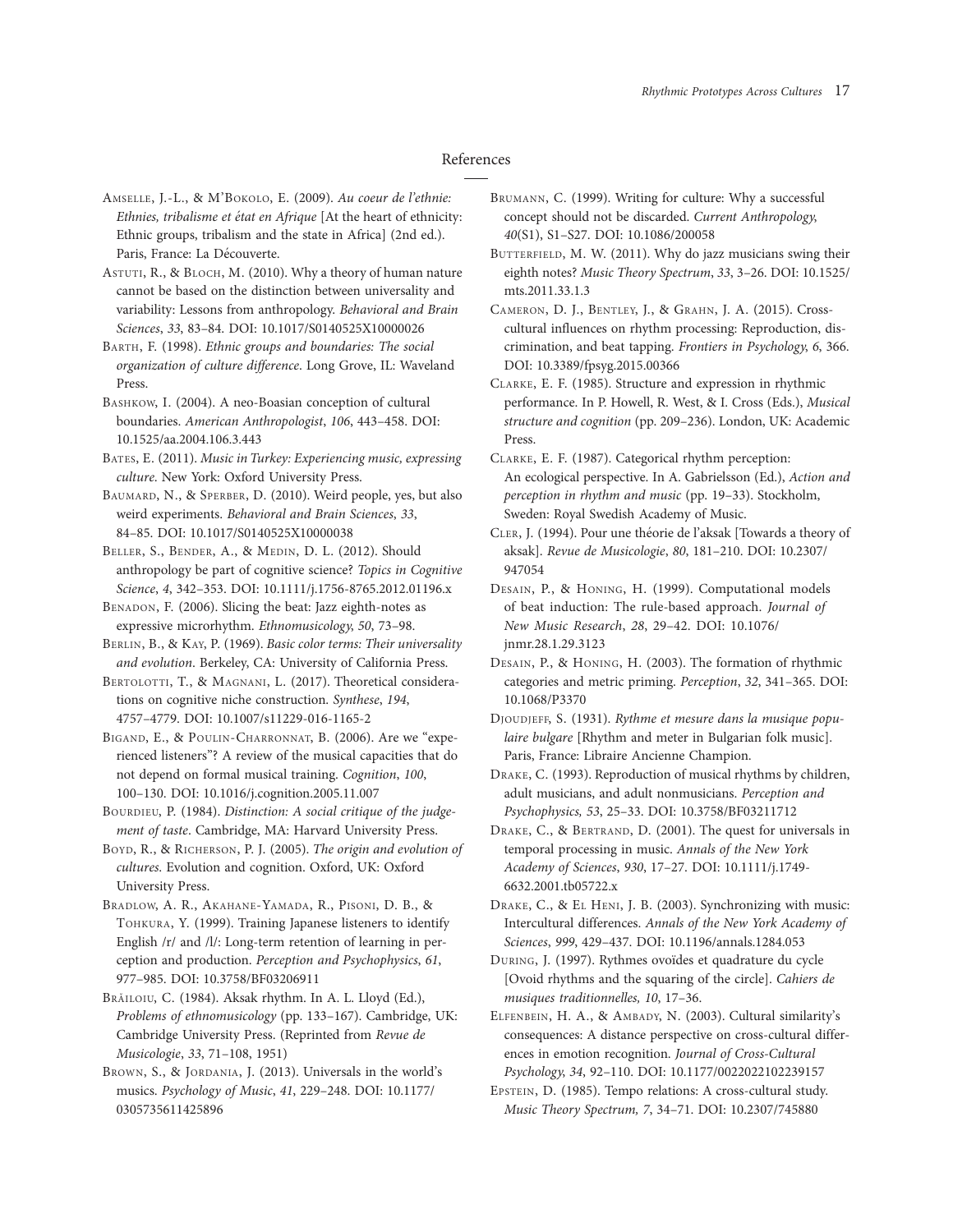## References

Amselle, J.-L., & M'Bokolo, E. (2009). *Au coeur de l'ethnie: Ethnies, tribalisme et état en Afrique* [At the heart of ethnicity: Ethnic groups, tribalism and the state in Africa] (2nd ed.). Paris, France: La Découverte.

Astuti, R., & Bloch, M. (2010). Why a theory of human nature cannot be based on the distinction between universality and variability: Lessons from anthropology. *Behavioral and Brain Sciences*, *33*, 83–84. DOI: 10.1017/S0140525X10000026

Barth, F. (1998). *Ethnic groups and boundaries: The social organization of culture difference*. Long Grove, IL: Waveland Press.

Bashkow, I. (2004). A neo-Boasian conception of cultural boundaries. *American Anthropologist*, *106*, 443–458. DOI: 10.1525/aa.2004.106.3.443

Bates, E. (2011). *Music in Turkey: Experiencing music, expressing culture*. New York: Oxford University Press.

Baumard, N., & Sperber, D. (2010). Weird people, yes, but also weird experiments. *Behavioral and Brain Sciences*, *33*, 84–85. DOI: 10.1017/S0140525X10000038

Beller, S., Bender, A., & Medin, D. L. (2012). Should anthropology be part of cognitive science? *Topics in Cognitive Science*, *4*, 342–353. DOI: 10.1111/j.1756-8765.2012.01196.x

Benadon, F. (2006). Slicing the beat: Jazz eighth-notes as expressive microrhythm. *Ethnomusicology*, *50*, 73–98.

Berlin, B., & Kay, P. (1969). *Basic color terms: Their universality and evolution*. Berkeley, CA: University of California Press.

Bertolotti, T., & Magnani, L. (2017). Theoretical considerations on cognitive niche construction. *Synthese*, *194*, 4757–4779. DOI: 10.1007/s11229-016-1165-2

Bigand, E., & Poulin-Charronnat, B. (2006). Are we "experienced listeners"? A review of the musical capacities that do not depend on formal musical training. *Cognition*, *100*, 100–130. DOI: 10.1016/j.cognition.2005.11.007

Bourdieu, P. (1984). *Distinction: A social critique of the judgement of taste*. Cambridge, MA: Harvard University Press.

Boyd, R., & Richerson, P. J. (2005). *The origin and evolution of cultures*. Evolution and cognition. Oxford, UK: Oxford University Press.

Bradlow, A. R., Akahane-Yamada, R., Pisoni, D. B., & Tohkura, Y. (1999). Training Japanese listeners to identify English /r/ and /l/: Long-term retention of learning in perception and production. *Perception and Psychophysics*, *61*, 977–985. DOI: 10.3758/BF03206911

Brăiloiu, C. (1984). Aksak rhythm. In A. L. Lloyd (Ed.), *Problems of ethnomusicology* (pp. 133–167). Cambridge, UK: Cambridge University Press. (Reprinted from *Revue de Musicologie*, *33*, 71–108, 1951)

Brown, S., & Jordania, J. (2013). Universals in the world's musics. *Psychology of Music*, *41*, 229–248. DOI: 10.1177/0305735611425896

Brumann, C. (1999). Writing for culture: Why a successful concept should not be discarded. *Current Anthropology*, *40*(S1), S1–S27. DOI: 10.1086/200058

Butterfield, M. W. (2011). Why do jazz musicians swing their eighth notes? *Music Theory Spectrum*, *33*, 3–26. DOI: 10.1525/mts.2011.33.1.3

Cameron, D. J., Bentley, J., & Grahn, J. A. (2015). Cross-cultural influences on rhythm processing: Reproduction, discrimination, and beat tapping. *Frontiers in Psychology*, *6*, 366. DOI: 10.3389/fpsyg.2015.00366

Clarke, E. F. (1985). Structure and expression in rhythmic performance. In P. Howell, R. West, & I. Cross (Eds.), *Musical structure and cognition* (pp. 209–236). London, UK: Academic Press.

Clarke, E. F. (1987). Categorical rhythm perception: An ecological perspective. In A. Gabrielsson (Ed.), *Action and perception in rhythm and music* (pp. 19–33). Stockholm, Sweden: Royal Swedish Academy of Music.

Cler, J. (1994). Pour une théorie de l'aksak [Towards a theory of aksak]. *Revue de Musicologie*, *80*, 181–210. DOI: 10.2307/947054

Desain, P., & Honing, H. (1999). Computational models of beat induction: The rule-based approach. *Journal of New Music Research*, *28*, 29–42. DOI: 10.1076/jnmr.28.1.29.3123

Desain, P., & Honing, H. (2003). The formation of rhythmic categories and metric priming. *Perception*, *32*, 341–365. DOI: 10.1068/P3370

Djoudjeff, S. (1931). *Rythme et mesure dans la musique populaire bulgare* [Rhythm and meter in Bulgarian folk music]. Paris, France: Libraire Ancienne Champion.

Drake, C. (1993). Reproduction of musical rhythms by children, adult musicians, and adult nonmusicians. *Perception and Psychophysics, 53*, 25–33. DOI: 10.3758/BF03211712

Drake, C., & Bertrand, D. (2001). The quest for universals in temporal processing in music. *Annals of the New York Academy of Sciences*, *930*, 17–27. DOI: 10.1111/j.1749-6632.2001.tb05722.x

Drake, C., & El Heni, J. B. (2003). Synchronizing with music: Intercultural differences. *Annals of the New York Academy of Sciences*, *999*, 429–437. DOI: 10.1196/annals.1284.053

During, J. (1997). Rythmes ovoïdes et quadrature du cycle [Ovoid rhythms and the squaring of the circle]. *Cahiers de musiques traditionnelles, 10*, 17–36.

Elfenbein, H. A., & Ambady, N. (2003). Cultural similarity's consequences: A distance perspective on cross-cultural differences in emotion recognition. *Journal of Cross-Cultural Psychology*, *34*, 92–110. DOI: 10.1177/0022022102239157

Epstein, D. (1985). Tempo relations: A cross-cultural study. *Music Theory Spectrum, 7*, 34–71. DOI: 10.2307/745880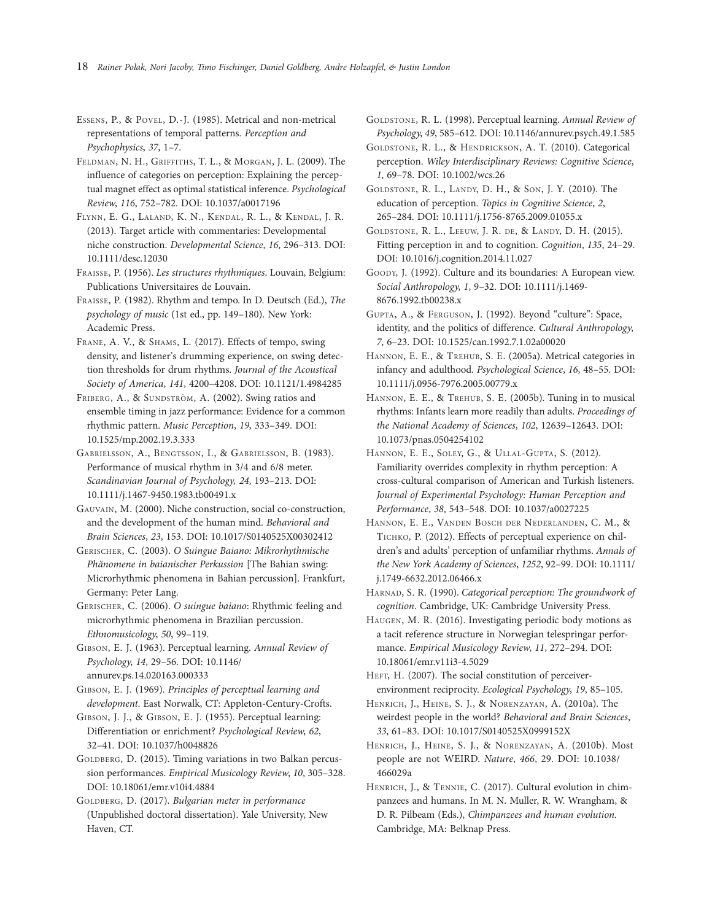Essens, P., & Povel, D.-J. (1985). Metrical and non-metrical representations of temporal patterns. *Perception and Psychophysics*, *37*, 1–7.

Feldman, N. H., Griffiths, T. L., & Morgan, J. L. (2009). The influence of categories on perception: Explaining the perceptual magnet effect as optimal statistical inference. *Psychological Review*, *116*, 752–782. DOI: 10.1037/a0017196

Flynn, E. G., Laland, K. N., Kendal, R. L., & Kendal, J. R. (2013). Target article with commentaries: Developmental niche construction. *Developmental Science*, *16*, 296–313. DOI: 10.1111/desc.12030

Fraisse, P. (1956). *Les structures rhythmiques*. Louvain, Belgium: Publications Universitaires de Louvain.

Fraisse, P. (1982). Rhythm and tempo. In D. Deutsch (Ed.), *The psychology of music* (1st ed., pp. 149–180). New York: Academic Press.

Frane, A. V., & Shams, L. (2017). Effects of tempo, swing density, and listener's drumming experience, on swing detection thresholds for drum rhythms. *Journal of the Acoustical Society of America*, *141*, 4200–4208. DOI: 10.1121/1.4984285

Friberg, A., & Sundström, A. (2002). Swing ratios and ensemble timing in jazz performance: Evidence for a common rhythmic pattern. *Music Perception*, *19*, 333–349. DOI: 10.1525/mp.2002.19.3.333

Gabrielsson, A., Bengtsson, I., & Gabrielsson, B. (1983). Performance of musical rhythm in 3/4 and 6/8 meter. *Scandinavian Journal of Psychology, 24*, 193–213. DOI: 10.1111/j.1467-9450.1983.tb00491.x

Gauvain, M. (2000). Niche construction, social co-construction, and the development of the human mind. *Behavioral and Brain Sciences*, *23*, 153. DOI: 10.1017/S0140525X00302412

Gerischer, C. (2003). *O Suingue Baiano: Mikrorhythmische Phänomene in baianischer Perkussion* [The Bahian swing: Microrhythmic phenomena in Bahian percussion]. Frankfurt, Germany: Peter Lang.

Gerischer, C. (2006). *O suingue baiano*: Rhythmic feeling and microrhythmic phenomena in Brazilian percussion. *Ethnomusicology*, *50*, 99–119.

Gibson, E. J. (1963). Perceptual learning. *Annual Review of Psychology*, *14*, 29–56. DOI: 10.1146/annurev.ps.14.020163.000333

Gibson, E. J. (1969). *Principles of perceptual learning and development.* East Norwalk, CT: Appleton-Century-Crofts.

Gibson, J. J., & Gibson, E. J. (1955). Perceptual learning: Differentiation or enrichment? *Psychological Review*, *62*, 32–41. DOI: 10.1037/h0048826

Goldberg, D. (2015). Timing variations in two Balkan percussion performances. *Empirical Musicology Review*, *10*, 305–328. DOI: 10.18061/emr.v10i4.4884

Goldberg, D. (2017). *Bulgarian meter in performance* (Unpublished doctoral dissertation). Yale University, New Haven, CT.

Goldstone, R. L. (1998). Perceptual learning. *Annual Review of Psychology, 49*, 585–612. DOI: 10.1146/annurev.psych.49.1.585

Goldstone, R. L., & Hendrickson, A. T. (2010). Categorical perception. *Wiley Interdisciplinary Reviews: Cognitive Science*, *1*, 69–78. DOI: 10.1002/wcs.26

Goldstone, R. L., Landy, D. H., & Son, J. Y. (2010). The education of perception. *Topics in Cognitive Science*, *2*, 265–284. DOI: 10.1111/j.1756-8765.2009.01055.x

Goldstone, R. L., Leeuw, J. R. de, & Landy, D. H. (2015). Fitting perception in and to cognition. *Cognition*, *135*, 24–29. DOI: 10.1016/j.cognition.2014.11.027

Goody, J. (1992). Culture and its boundaries: A European view. *Social Anthropology*, *1*, 9–32. DOI: 10.1111/j.1469-8676.1992.tb00238.x

Gupta, A., & Ferguson, J. (1992). Beyond "culture": Space, identity, and the politics of difference. *Cultural Anthropology*, *7*, 6–23. DOI: 10.1525/can.1992.7.1.02a00020

Hannon, E. E., & Trehub, S. E. (2005a). Metrical categories in infancy and adulthood. *Psychological Science*, *16*, 48–55. DOI: 10.1111/j.0956-7976.2005.00779.x

Hannon, E. E., & Trehub, S. E. (2005b). Tuning in to musical rhythms: Infants learn more readily than adults. *Proceedings of the National Academy of Sciences*, *102*, 12639–12643. DOI: 10.1073/pnas.0504254102

Hannon, E. E., Soley, G., & Ullal-Gupta, S. (2012). Familiarity overrides complexity in rhythm perception: A cross-cultural comparison of American and Turkish listeners. *Journal of Experimental Psychology: Human Perception and Performance*, *38*, 543–548. DOI: 10.1037/a0027225

Hannon, E. E., Vanden Bosch der Nederlanden, C. M., & Tichko, P. (2012). Effects of perceptual experience on children's and adults' perception of unfamiliar rhythms. *Annals of the New York Academy of Sciences*, *1252*, 92–99. DOI: 10.1111/j.1749-6632.2012.06466.x

Harnad, S. R. (1990). *Categorical perception: The groundwork of cognition*. Cambridge, UK: Cambridge University Press.

Haugen, M. R. (2016). Investigating periodic body motions as a tacit reference structure in Norwegian telespringar performance. *Empirical Musicology Review*, *11*, 272–294. DOI: 10.18061/emr.v11i3-4.5029

Heft, H. (2007). The social constitution of perceiver-environment reciprocity. *Ecological Psychology*, *19*, 85–105.

Henrich, J., Heine, S. J., & Norenzayan, A. (2010a). The weirdest people in the world? *Behavioral and Brain Sciences*, *33*, 61–83. DOI: 10.1017/S0140525X0999152X

Henrich, J., Heine, S. J., & Norenzayan, A. (2010b). Most people are not WEIRD. *Nature*, *466*, 29. DOI: 10.1038/466029a

Henrich, J., & Tennie, C. (2017). Cultural evolution in chimpanzees and humans. In M. N. Muller, R. W. Wrangham, & D. R. Pilbeam (Eds.), *Chimpanzees and human evolution.* Cambridge, MA: Belknap Press.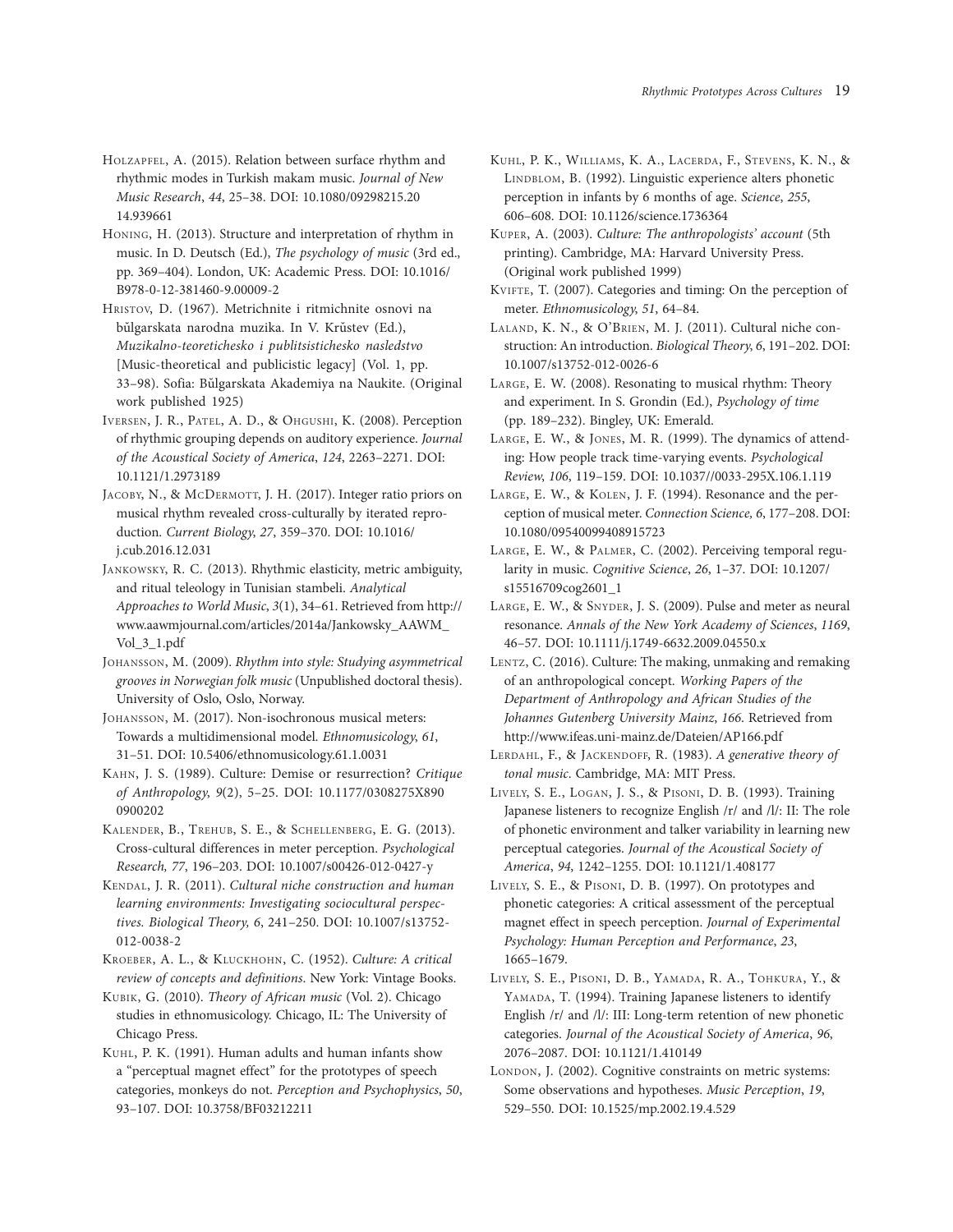Holzapfel, A. (2015). Relation between surface rhythm and rhythmic modes in Turkish makam music. *Journal of New Music Research*, *44*, 25–38. DOI: 10.1080/09298215.2014.939661

Honing, H. (2013). Structure and interpretation of rhythm in music. In D. Deutsch (Ed.), *The psychology of music* (3rd ed., pp. 369–404). London, UK: Academic Press. DOI: 10.1016/B978-0-12-381460-9.00009-2

Hristov, D. (1967). Metrichnite i ritmichnite osnovi na bŭlgarskata narodna muzika. In V. Krŭstev (Ed.), *Muzikalno-teoretichesko i publitsistichesko nasledstvo* [Music-theoretical and publicistic legacy] (Vol. 1, pp. 33–98). Sofia: Bŭlgarskata Akademiya na Naukite. (Original work published 1925)

Iversen, J. R., Patel, A. D., & Ohgushi, K. (2008). Perception of rhythmic grouping depends on auditory experience. *Journal of the Acoustical Society of America*, *124*, 2263–2271. DOI: 10.1121/1.2973189

Jacoby, N., & McDermott, J. H. (2017). Integer ratio priors on musical rhythm revealed cross-culturally by iterated reproduction. *Current Biology*, *27*, 359–370. DOI: 10.1016/j.cub.2016.12.031

Jankowsky, R. C. (2013). Rhythmic elasticity, metric ambiguity, and ritual teleology in Tunisian stambeli. *Analytical Approaches to World Music*, *3*(1), 34–61. Retrieved from http://www.aawmjournal.com/articles/2014a/Jankowsky_AAWM_Vol_3_1.pdf

Johansson, M. (2009). *Rhythm into style: Studying asymmetrical grooves in Norwegian folk music* (Unpublished doctoral thesis). University of Oslo, Oslo, Norway.

Johansson, M. (2017). Non-isochronous musical meters: Towards a multidimensional model. *Ethnomusicology*, *61*, 31–51. DOI: 10.5406/ethnomusicology.61.1.0031

Kahn, J. S. (1989). Culture: Demise or resurrection? *Critique of Anthropology*, *9*(2), 5–25. DOI: 10.1177/0308275X8900902002

Kalender, B., Trehub, S. E., & Schellenberg, E. G. (2013). Cross-cultural differences in meter perception. *Psychological Research, 77*, 196–203. DOI: 10.1007/s00426-012-0427-y

Kendal, J. R. (2011). *Cultural niche construction and human learning environments: Investigating sociocultural perspectives. Biological Theory, 6*, 241–250. DOI: 10.1007/s13752-012-0038-2

Kroeber, A. L., & Kluckhohn, C. (1952). *Culture: A critical review of concepts and definitions*. New York: Vintage Books.

Kubik, G. (2010). *Theory of African music* (Vol. 2). Chicago studies in ethnomusicology. Chicago, IL: The University of Chicago Press.

Kuhl, P. K. (1991). Human adults and human infants show a "perceptual magnet effect" for the prototypes of speech categories, monkeys do not. *Perception and Psychophysics*, *50*, 93–107. DOI: 10.3758/BF03212211

Kuhl, P. K., Williams, K. A., Lacerda, F., Stevens, K. N., & Lindblom, B. (1992). Linguistic experience alters phonetic perception in infants by 6 months of age. *Science*, *255*, 606–608. DOI: 10.1126/science.1736364

Kuper, A. (2003). *Culture: The anthropologists' account* (5th printing). Cambridge, MA: Harvard University Press. (Original work published 1999)

Kvifte, T. (2007). Categories and timing: On the perception of meter. *Ethnomusicology*, *51*, 64–84.

Laland, K. N., & O'Brien, M. J. (2011). Cultural niche construction: An introduction. *Biological Theory*, *6*, 191–202. DOI: 10.1007/s13752-012-0026-6

Large, E. W. (2008). Resonating to musical rhythm: Theory and experiment. In S. Grondin (Ed.), *Psychology of time* (pp. 189–232). Bingley, UK: Emerald.

Large, E. W., & Jones, M. R. (1999). The dynamics of attending: How people track time-varying events. *Psychological Review*, *106*, 119–159. DOI: 10.1037//0033-295X.106.1.119

Large, E. W., & Kolen, J. F. (1994). Resonance and the perception of musical meter. *Connection Science*, *6*, 177–208. DOI: 10.1080/09540099408915723

Large, E. W., & Palmer, C. (2002). Perceiving temporal regularity in music. *Cognitive Science*, *26*, 1–37. DOI: 10.1207/s15516709cog2601_1

Large, E. W., & Snyder, J. S. (2009). Pulse and meter as neural resonance. *Annals of the New York Academy of Sciences*, *1169*, 46–57. DOI: 10.1111/j.1749-6632.2009.04550.x

Lentz, C. (2016). Culture: The making, unmaking and remaking of an anthropological concept. *Working Papers of the Department of Anthropology and African Studies of the Johannes Gutenberg University Mainz*, *166*. Retrieved from http://www.ifeas.uni-mainz.de/Dateien/AP166.pdf

Lerdahl, F., & Jackendoff, R. (1983). *A generative theory of tonal music*. Cambridge, MA: MIT Press.

Lively, S. E., Logan, J. S., & Pisoni, D. B. (1993). Training Japanese listeners to recognize English /r/ and /l/: II: The role of phonetic environment and talker variability in learning new perceptual categories. *Journal of the Acoustical Society of America*, *94*, 1242–1255. DOI: 10.1121/1.408177

Lively, S. E., & Pisoni, D. B. (1997). On prototypes and phonetic categories: A critical assessment of the perceptual magnet effect in speech perception. *Journal of Experimental Psychology: Human Perception and Performance*, *23*, 1665–1679.

Lively, S. E., Pisoni, D. B., Yamada, R. A., Tohkura, Y., & Yamada, T. (1994). Training Japanese listeners to identify English /r/ and /l/: III: Long-term retention of new phonetic categories. *Journal of the Acoustical Society of America*, *96*, 2076–2087. DOI: 10.1121/1.410149

London, J. (2002). Cognitive constraints on metric systems: Some observations and hypotheses. *Music Perception*, *19*, 529–550. DOI: 10.1525/mp.2002.19.4.529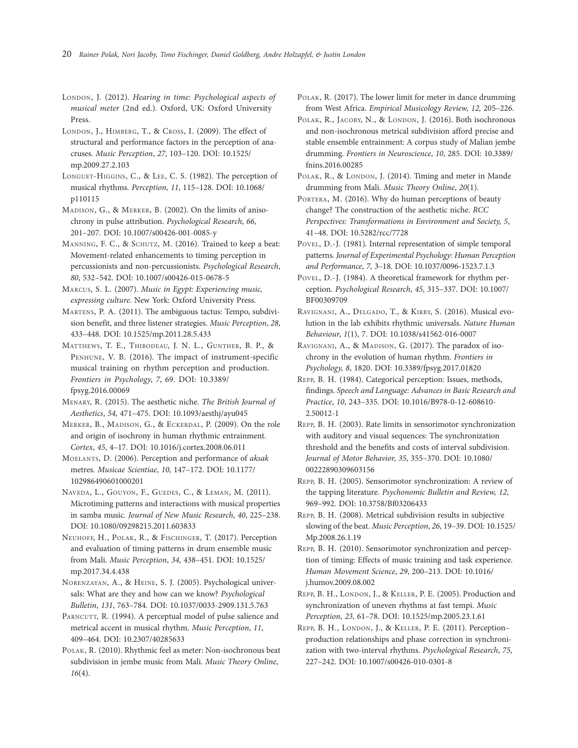London, J. (2012). *Hearing in time: Psychological aspects of musical meter* (2nd ed.). Oxford, UK: Oxford University Press.

London, J., Himberg, T., & Cross, I. (2009). The effect of structural and performance factors in the perception of anacruses. *Music Perception*, *27*, 103–120. DOI: 10.1525/mp.2009.27.2.103

Longuet-Higgins, C., & Lee, C. S. (1982). The perception of musical rhythms. *Perception*, *11*, 115–128. DOI: 10.1068/p110115

Madison, G., & Merker, B. (2002). On the limits of anisochrony in pulse attribution. *Psychological Research*, *66*, 201–207. DOI: 10.1007/s00426-001-0085-y

Manning, F. C., & Schutz, M. (2016). Trained to keep a beat: Movement-related enhancements to timing perception in percussionists and non-percussionists. *Psychological Research*, *80*, 532–542. DOI: 10.1007/s00426-015-0678-5

Marcus, S. L. (2007). *Music in Egypt: Experiencing music, expressing culture*. New York: Oxford University Press.

Martens, P. A. (2011). The ambiguous tactus: Tempo, subdivision benefit, and three listener strategies. *Music Perception*, *28*, 433–448. DOI: 10.1525/mp.2011.28.5.433

Matthews, T. E., Thibodeau, J. N. L., Gunther, B. P., & Penhune, V. B. (2016). The impact of instrument-specific musical training on rhythm perception and production. *Frontiers in Psychology*, *7*, 69. DOI: 10.3389/fpsyg.2016.00069

Menary, R. (2015). The aesthetic niche. *The British Journal of Aesthetics*, *54*, 471–475. DOI: 10.1093/aesthj/ayu045

Merker, B., Madison, G., & Eckerdal, P. (2009). On the role and origin of isochrony in human rhythmic entrainment. *Cortex*, *45*, 4–17. DOI: 10.1016/j.cortex.2008.06.011

Moelants, D. (2006). Perception and performance of *aksak* metres. *Musicae Scientiae*, *10*, 147–172. DOI: 10.1177/102986490601000201

Naveda, L., Gouyon, F., Guedes, C., & Leman, M. (2011). Microtiming patterns and interactions with musical properties in samba music. *Journal of New Music Research*, *40*, 225–238. DOI: 10.1080/09298215.2011.603833

Neuhoff, H., Polak, R., & Fischinger, T. (2017). Perception and evaluation of timing patterns in drum ensemble music from Mali. *Music Perception*, *34*, 438–451. DOI: 10.1525/mp.2017.34.4.438

Norenzayan, A., & Heine, S. J. (2005). Psychological universals: What are they and how can we know? *Psychological Bulletin*, *131*, 763–784. DOI: 10.1037/0033-2909.131.5.763

Parncutt, R. (1994). A perceptual model of pulse salience and metrical accent in musical rhythm. *Music Perception*, *11*, 409–464. DOI: 10.2307/40285633

Polak, R. (2010). Rhythmic feel as meter: Non-isochronous beat subdivision in jembe music from Mali. *Music Theory Online*, *16*(4).

Polak, R. (2017). The lower limit for meter in dance drumming from West Africa. *Empirical Musicology Review, 12,* 205–226.

Polak, R., Jacoby, N., & London, J. (2016). Both isochronous and non-isochronous metrical subdivision afford precise and stable ensemble entrainment: A corpus study of Malian jembe drumming. *Frontiers in Neuroscience*, *10*, 285. DOI: 10.3389/fnins.2016.00285

Polak, R., & London, J. (2014). Timing and meter in Mande drumming from Mali. *Music Theory Online*, *20*(1).

Portera, M. (2016). Why do human perceptions of beauty change? The construction of the aesthetic niche. *RCC Perspectives: Transformations in Environment and Society, 5*, 41–48. DOI: 10.5282/rcc/7728

Povel, D.-J. (1981). Internal representation of simple temporal patterns. *Journal of Experimental Psychology: Human Perception and Performance*, *7*, 3–18. DOI: 10.1037/0096-1523.7.1.3

Povel, D.-J. (1984). A theoretical framework for rhythm perception. *Psychological Research*, *45*, 315–337. DOI: 10.1007/BF00309709

Ravignani, A., Delgado, T., & Kirby, S. (2016). Musical evolution in the lab exhibits rhythmic universals. *Nature Human Behaviour*, *1*(1), 7. DOI: 10.1038/s41562-016-0007

Ravignani, A., & Madison, G. (2017). The paradox of isochrony in the evolution of human rhythm. *Frontiers in Psychology, 8*, 1820. DOI: 10.3389/fpsyg.2017.01820

Repp, B. H. (1984). Categorical perception: Issues, methods, findings. *Speech and Language: Advances in Basic Research and Practice*, *10*, 243–335. DOI: 10.1016/B978-0-12-608610-2.50012-1

Repp, B. H. (2003). Rate limits in sensorimotor synchronization with auditory and visual sequences: The synchronization threshold and the benefits and costs of interval subdivision. *Journal of Motor Behavior*, *35*, 355–370. DOI: 10.1080/00222890309603156

Repp, B. H. (2005). Sensorimotor synchronization: A review of the tapping literature. *Psychonomic Bulletin and Review, 12*, 969–992. DOI: 10.3758/Bf03206433

Repp, B. H. (2008). Metrical subdivision results in subjective slowing of the beat. *Music Perception*, *26*, 19–39. DOI: 10.1525/Mp.2008.26.1.19

Repp, B. H. (2010). Sensorimotor synchronization and perception of timing: Effects of music training and task experience. *Human Movement Science*, *29*, 200–213. DOI: 10.1016/j.humov.2009.08.002

Repp, B. H., London, J., & Keller, P. E. (2005). Production and synchronization of uneven rhythms at fast tempi. *Music Perception*, *23*, 61–78. DOI: 10.1525/mp.2005.23.1.61

Repp, B. H., London, J., & Keller, P. E. (2011). Perception–production relationships and phase correction in synchronization with two-interval rhythms. *Psychological Research*, *75*, 227–242. DOI: 10.1007/s00426-010-0301-8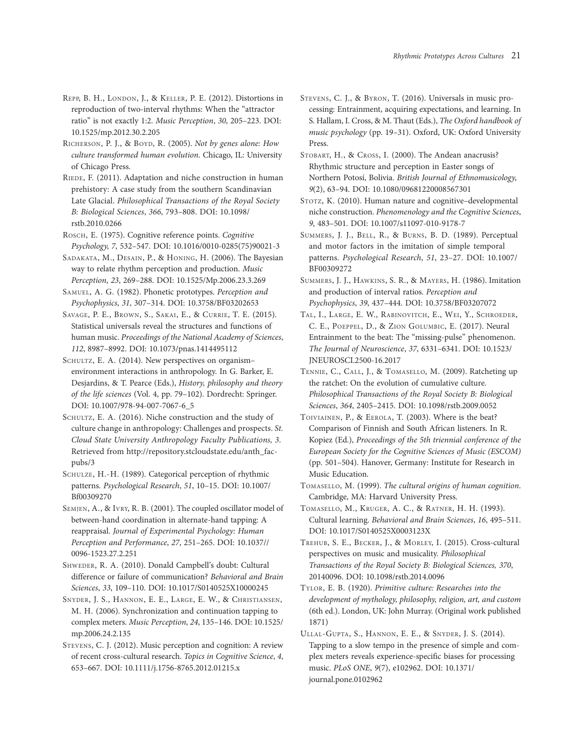Repp, B. H., London, J., & Keller, P. E. (2012). Distortions in reproduction of two-interval rhythms: When the "attractor ratio" is not exactly 1:2. *Music Perception*, *30*, 205–223. DOI: 10.1525/mp.2012.30.2.205

Richerson, P. J., & Boyd, R. (2005). *Not by genes alone: How culture transformed human evolution*. Chicago, IL: University of Chicago Press.

Riede, F. (2011). Adaptation and niche construction in human prehistory: A case study from the southern Scandinavian Late Glacial. *Philosophical Transactions of the Royal Society B: Biological Sciences*, *366*, 793–808. DOI: 10.1098/rstb.2010.0266

Rosch, E. (1975). Cognitive reference points. *Cognitive Psychology*, *7*, 532–547. DOI: 10.1016/0010-0285(75)90021-3

Sadakata, M., Desain, P., & Honing, H. (2006). The Bayesian way to relate rhythm perception and production. *Music Perception*, *23*, 269–288. DOI: 10.1525/Mp.2006.23.3.269

Samuel, A. G. (1982). Phonetic prototypes. *Perception and Psychophysics*, *31*, 307–314. DOI: 10.3758/BF03202653

Savage, P. E., Brown, S., Sakai, E., & Currie, T. E. (2015). Statistical universals reveal the structures and functions of human music. *Proceedings of the National Academy of Sciences*, *112*, 8987–8992. DOI: 10.1073/pnas.1414495112

Schultz, E. A. (2014). New perspectives on organism–environment interactions in anthropology. In G. Barker, E. Desjardins, & T. Pearce (Eds.), *History, philosophy and theory of the life sciences* (Vol. 4, pp. 79–102). Dordrecht: Springer. DOI: 10.1007/978-94-007-7067-6_5

Schultz, E. A. (2016). Niche construction and the study of culture change in anthropology: Challenges and prospects. *St. Cloud State University Anthropology Faculty Publications, 3*. Retrieved from http://repository.stcloudstate.edu/anth_facpubs/3

Schulze, H.-H. (1989). Categorical perception of rhythmic patterns. *Psychological Research*, *51*, 10–15. DOI: 10.1007/Bf00309270

Semjen, A., & Ivry, R. B. (2001). The coupled oscillator model of between-hand coordination in alternate-hand tapping: A reappraisal. *Journal of Experimental Psychology: Human Perception and Performance*, *27*, 251–265. DOI: 10.1037//0096-1523.27.2.251

Shweder, R. A. (2010). Donald Campbell's doubt: Cultural difference or failure of communication? *Behavioral and Brain Sciences*, *33*, 109–110. DOI: 10.1017/S0140525X10000245

Snyder, J. S., Hannon, E. E., Large, E. W., & Christiansen, M. H. (2006). Synchronization and continuation tapping to complex meters. *Music Perception*, *24*, 135–146. DOI: 10.1525/mp.2006.24.2.135

Stevens, C. J. (2012). Music perception and cognition: A review of recent cross-cultural research. *Topics in Cognitive Science*, *4*, 653–667. DOI: 10.1111/j.1756-8765.2012.01215.x

Stevens, C. J., & Byron, T. (2016). Universals in music processing: Entrainment, acquiring expectations, and learning. In S. Hallam, I. Cross, & M. Thaut (Eds.), *The Oxford handbook of music psychology* (pp. 19–31). Oxford, UK: Oxford University Press.

Stobart, H., & Cross, I. (2000). The Andean anacrusis? Rhythmic structure and perception in Easter songs of Northern Potosí, Bolivia. *British Journal of Ethnomusicology*, *9*(2), 63–94. DOI: 10.1080/09681220008567301

Stotz, K. (2010). Human nature and cognitive–developmental niche construction. *Phenomenology and the Cognitive Sciences*, *9*, 483–501. DOI: 10.1007/s11097-010-9178-7

Summers, J. J., Bell, R., & Burns, B. D. (1989). Perceptual and motor factors in the imitation of simple temporal patterns. *Psychological Research*, *51*, 23–27. DOI: 10.1007/BF00309272

Summers, J. J., Hawkins, S. R., & Mayers, H. (1986). Imitation and production of interval ratios. *Perception and Psychophysics*, *39*, 437–444. DOI: 10.3758/BF03207072

Tal, I., Large, E. W., Rabinovitch, E., Wei, Y., Schroeder, C. E., Poeppel, D., & Zion Golumbic, E. (2017). Neural Entrainment to the beat: The "missing-pulse" phenomenon. *The Journal of Neuroscience*, *37*, 6331–6341. DOI: 10.1523/JNEUROSCI.2500-16.2017

Tennie, C., Call, J., & Tomasello, M. (2009). Ratcheting up the ratchet: On the evolution of cumulative culture. *Philosophical Transactions of the Royal Society B: Biological Sciences*, *364*, 2405–2415. DOI: 10.1098/rstb.2009.0052

Toiviainen, P., & Eerola, T. (2003). Where is the beat? Comparison of Finnish and South African listeners. In R. Kopiez (Ed.), *Proceedings of the 5th triennial conference of the European Society for the Cognitive Sciences of Music (ESCOM)* (pp. 501–504). Hanover, Germany: Institute for Research in Music Education.

Tomasello, M. (1999). *The cultural origins of human cognition*. Cambridge, MA: Harvard University Press.

Tomasello, M., Kruger, A. C., & Ratner, H. H. (1993). Cultural learning. *Behavioral and Brain Sciences*, *16*, 495–511. DOI: 10.1017/S0140525X0003123X

Trehub, S. E., Becker, J., & Morley, I. (2015). Cross-cultural perspectives on music and musicality. *Philosophical Transactions of the Royal Society B: Biological Sciences, 370*, 20140096. DOI: 10.1098/rstb.2014.0096

Tylor, E. B. (1920). *Primitive culture: Researches into the development of mythology, philosophy, religion, art, and custom* (6th ed.). London, UK: John Murray. (Original work published 1871)

Ullal-Gupta, S., Hannon, E. E., & Snyder, J. S. (2014). Tapping to a slow tempo in the presence of simple and complex meters reveals experience-specific biases for processing music. *PLoS ONE*, *9*(7), e102962. DOI: 10.1371/journal.pone.0102962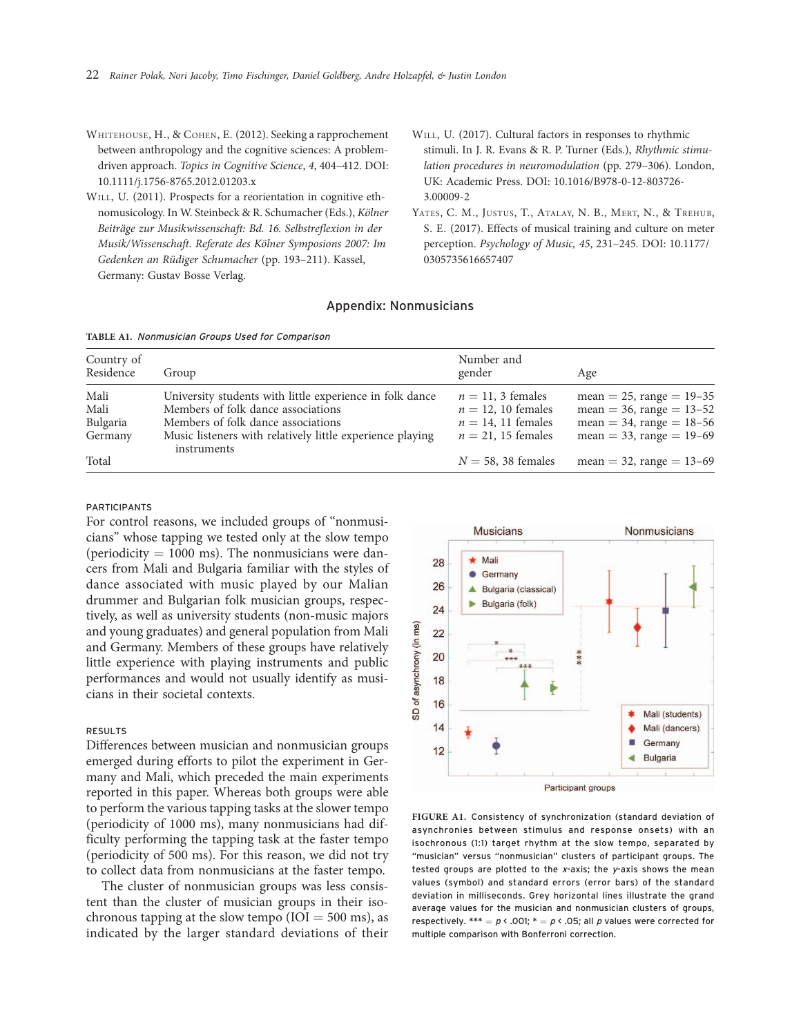Whitehouse, H., & Cohen, E. (2012). Seeking a rapprochement between anthropology and the cognitive sciences: A problem-driven approach. *Topics in Cognitive Science*, *4*, 404–412. DOI: 10.1111/j.1756-8765.2012.01203.x

Will, U. (2011). Prospects for a reorientation in cognitive ethnomusicology. In W. Steinbeck & R. Schumacher (Eds.), *Kölner Beiträge zur Musikwissenschaft: Bd. 16. Selbstreflexion in der Musik/Wissenschaft. Referate des Kölner Symposions 2007: Im Gedenken an Rüdiger Schumacher* (pp. 193–211). Kassel, Germany: Gustav Bosse Verlag.

Will, U. (2017). Cultural factors in responses to rhythmic stimuli. In J. R. Evans & R. P. Turner (Eds.), *Rhythmic stimulation procedures in neuromodulation* (pp. 279–306). London, UK: Academic Press. DOI: 10.1016/B978-0-12-803726-3.00009-2

Yates, C. M., Justus, T., Atalay, N. B., Mert, N., & Trehub, S. E. (2017). Effects of musical training and culture on meter perception. *Psychology of Music, 45*, 231–245. DOI: 10.1177/0305735616657407

## Appendix: Nonmusicians

**TABLE A1.** *Nonmusician Groups Used for Comparison*

| Country of Residence | Group | Number and gender | Age |
|---|---|---|---|
| Mali | University students with little experience in folk dance | $n = 11$, 3 females | mean = 25, range = 19–35 |
| Mali | Members of folk dance associations | $n = 12$, 10 females | mean = 36, range = 13–52 |
| Bulgaria | Members of folk dance associations | $n = 14$, 11 females | mean = 34, range = 18–56 |
| Germany | Music listeners with relatively little experience playing instruments | $n = 21$, 15 females | mean = 33, range = 19–69 |
| Total | | $N = 58$, 38 females | mean = 32, range = 13–69 |

### PARTICIPANTS

For control reasons, we included groups of "nonmusicians" whose tapping we tested only at the slow tempo (periodicity = 1000 ms). The nonmusicians were dancers from Mali and Bulgaria familiar with the styles of dance associated with music played by our Malian drummer and Bulgarian folk musician groups, respectively, as well as university students (non-music majors and young graduates) and general population from Mali and Germany. Members of these groups have relatively little experience with playing instruments and public performances and would not usually identify as musicians in their societal contexts.

### RESULTS

Differences between musician and nonmusician groups emerged during efforts to pilot the experiment in Germany and Mali, which preceded the main experiments reported in this paper. Whereas both groups were able to perform the various tapping tasks at the slower tempo (periodicity of 1000 ms), many nonmusicians had difficulty performing the tapping task at the faster tempo (periodicity of 500 ms). For this reason, we did not try to collect data from nonmusicians at the faster tempo.

The cluster of nonmusician groups was less consistent than the cluster of musician groups in their isochronous tapping at the slow tempo (IOI = 500 ms), as indicated by the larger standard deviations of their

Musicians
Nonmusicians
Mali
Germany
Bulgaria (classical)
Bulgaria (folk)
Mali (students)
Mali (dancers)
Germany
Bulgaria
SD of asynchrony (in ms)
28
26
24
22
20
18
16
14
12
*
*
***
***
***
Participant groups

**FIGURE A1.** Consistency of synchronization (standard deviation of asynchronies between stimulus and response onsets) with an isochronous (1:1) target rhythm at the slow tempo, separated by "musician" versus "nonmusician" clusters of participant groups. The tested groups are plotted to the *x*-axis; the *y*-axis shows the mean values (symbol) and standard errors (error bars) of the standard deviation in milliseconds. Grey horizontal lines illustrate the grand average values for the musician and nonmusician clusters of groups, respectively. *** = $p < .001$; * = $p < .05$; all *p* values were corrected for multiple comparison with Bonferroni correction.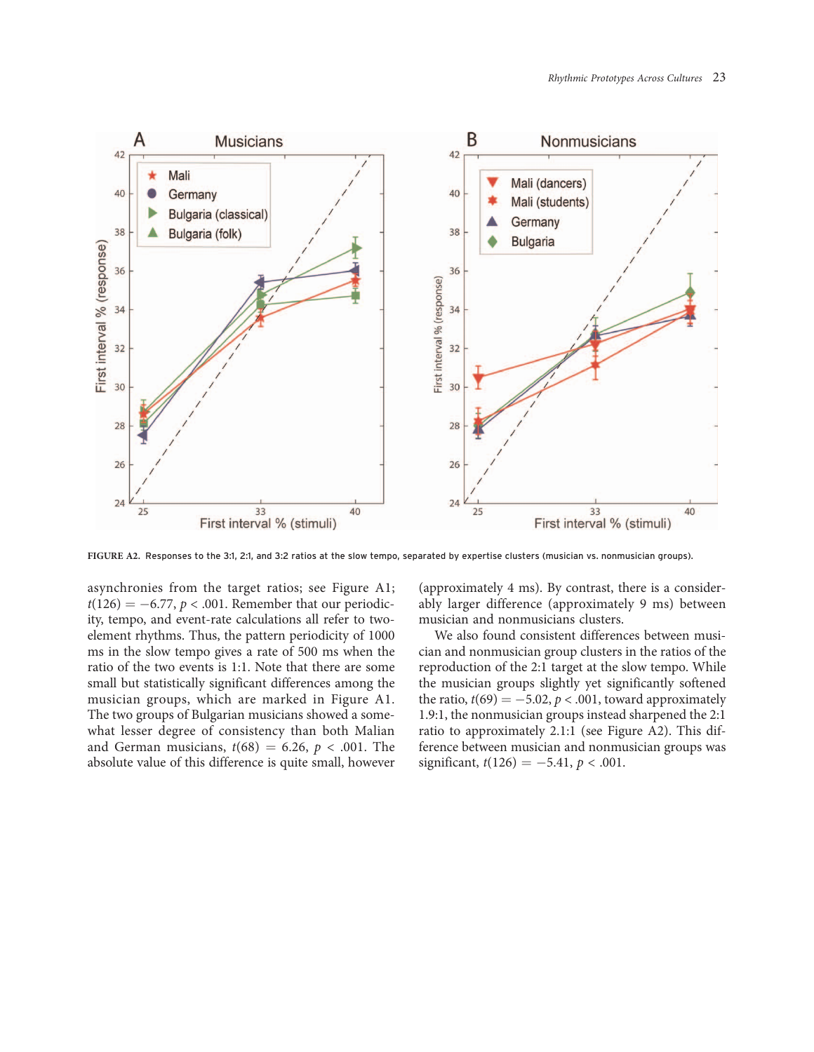A Musicians

Mali
Germany
Bulgaria (classical)
Bulgaria (folk)

First interval % (response)

42
40
38
36
34
32
30
28
26
24

25 33 40
First interval % (stimuli)

B Nonmusicians

Mali (dancers)
Mali (students)
Germany
Bulgaria

First interval % (response)

42
40
38
36
34
32
30
28
26
24

25 33 40
First interval % (stimuli)

**FIGURE A2.** Responses to the 3:1, 2:1, and 3:2 ratios at the slow tempo, separated by expertise clusters (musician vs. nonmusician groups).

asynchronies from the target ratios; see Figure A1; $t(126) = -6.77$, $p < .001$. Remember that our periodicity, tempo, and event-rate calculations all refer to two-element rhythms. Thus, the pattern periodicity of 1000 ms in the slow tempo gives a rate of 500 ms when the ratio of the two events is 1:1. Note that there are some small but statistically significant differences among the musician groups, which are marked in Figure A1. The two groups of Bulgarian musicians showed a somewhat lesser degree of consistency than both Malian and German musicians, $t(68) = 6.26$, $p < .001$. The absolute value of this difference is quite small, however (approximately 4 ms). By contrast, there is a considerably larger difference (approximately 9 ms) between musician and nonmusicians clusters.

We also found consistent differences between musician and nonmusician group clusters in the ratios of the reproduction of the 2:1 target at the slow tempo. While the musician groups slightly yet significantly softened the ratio, $t(69) = -5.02$, $p < .001$, toward approximately 1.9:1, the nonmusician groups instead sharpened the 2:1 ratio to approximately 2.1:1 (see Figure A2). This difference between musician and nonmusician groups was significant, $t(126) = -5.41$, $p < .001$.